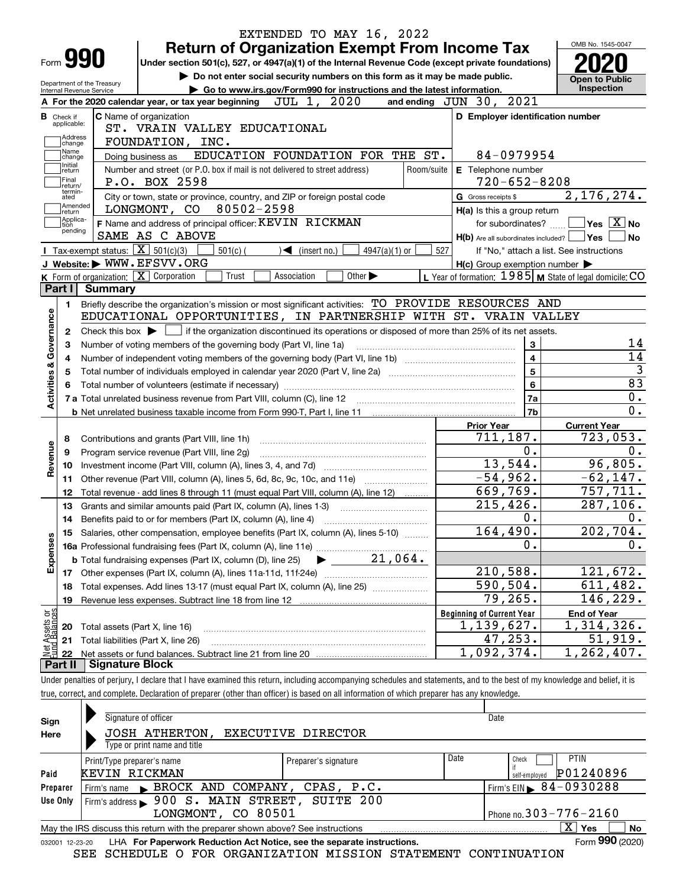EXTENDED TO MAY 16, 2022

# Form 990 — Return of Organization Exempt From Income Tax (2020)

Under section 501(c), 527, or 4947(a)(1) of the Internal Revenue Code (except private foundations)

▶ Do not enter social security numbers on this form as it may be made public.

▶ Go to www.irs.gov/Form990 for instructions and the latest information.

Department of the Treasury, Internal Revenue Service

OMB No. 1545-0047 — Open to Public Inspection

**A** For the 2020 calendar year, or tax year beginning JUL 1, 2020 and ending JUN 30, 2021

**B** Check if applicable: Address change, Name change, Initial return, Final return/terminated, Amended return, Application pending

**C** Name of organization: ST. VRAIN VALLEY EDUCATIONAL FOUNDATION, INC.

Doing business as: EDUCATION FOUNDATION FOR THE ST.

Number and street (or P.O. box if mail is not delivered to street address): P.O. BOX 2598 — Room/suite:

City or town, state or province, country, and ZIP or foreign postal code: LONGMONT, CO 80502-2598

**D** Employer identification number: 84-0979954

**E** Telephone number: 720-652-8208

**G** Gross receipts $ 2,176,274.

**F** Name and address of principal officer: KEVIN RICKMAN, SAME AS C ABOVE

**H(a)** Is this a group return for subordinates? ☐ Yes ☒ No

**H(b)** Are all subordinates included? ☐ Yes ☐ No — If "No," attach a list. See instructions

**H(c)** Group exemption number ▶

**I** Tax-exempt status: ☒ 501(c)(3) ☐ 501(c) ( ) ◀ (insert no.) ☐ 4947(a)(1) or ☐ 527

**J** Website: ▶ WWW.EFSVV.ORG

**K** Form of organization: ☒ Corporation ☐ Trust ☐ Association ☐ Other ▶

**L** Year of formation: 1985 **M** State of legal domicile: CO

## Part I Summary

**Activities & Governance**

1. Briefly describe the organization's mission or most significant activities: TO PROVIDE RESOURCES AND EDUCATIONAL OPPORTUNITIES, IN PARTNERSHIP WITH ST. VRAIN VALLEY
2. Check this box ▶ ☐ if the organization discontinued its operations or disposed of more than 25% of its net assets.

| Line | Description | | Value |
|---|---|---|---|
| 3 | Number of voting members of the governing body (Part VI, line 1a) | 3 | 14 |
| 4 | Number of independent voting members of the governing body (Part VI, line 1b) | 4 | 14 |
| 5 | Total number of individuals employed in calendar year 2020 (Part V, line 2a) | 5 | 3 |
| 6 | Total number of volunteers (estimate if necessary) | 6 | 83 |
| 7a | Total unrelated business revenue from Part VIII, column (C), line 12 | 7a | 0. |
| 7b | Net unrelated business taxable income from Form 990-T, Part I, line 11 | 7b | 0. |

| Line | Description | Prior Year | Current Year |
|---|---|---|---|
| **Revenue** | | | |
| 8 | Contributions and grants (Part VIII, line 1h) | 711,187. | 723,053. |
| 9 | Program service revenue (Part VIII, line 2g) | 0. | 0. |
| 10 | Investment income (Part VIII, column (A), lines 3, 4, and 7d) | 13,544. | 96,805. |
| 11 | Other revenue (Part VIII, column (A), lines 5, 6d, 8c, 9c, 10c, and 11e) | -54,962. | -62,147. |
| 12 | Total revenue - add lines 8 through 11 (must equal Part VIII, column (A), line 12) | 669,769. | 757,711. |
| **Expenses** | | | |
| 13 | Grants and similar amounts paid (Part IX, column (A), lines 1-3) | 215,426. | 287,106. |
| 14 | Benefits paid to or for members (Part IX, column (A), line 4) | 0. | 0. |
| 15 | Salaries, other compensation, employee benefits (Part IX, column (A), lines 5-10) | 164,490. | 202,704. |
| 16a | Professional fundraising fees (Part IX, column (A), line 11e) | 0. | 0. |
| b | Total fundraising expenses (Part IX, column (D), line 25) ▶ 21,064. | | |
| 17 | Other expenses (Part IX, column (A), lines 11a-11d, 11f-24e) | 210,588. | 121,672. |
| 18 | Total expenses. Add lines 13-17 (must equal Part IX, column (A), line 25) | 590,504. | 611,482. |
| 19 | Revenue less expenses. Subtract line 18 from line 12 | 79,265. | 146,229. |

| Line | Net Assets or Fund Balances | Beginning of Current Year | End of Year |
|---|---|---|---|
| 20 | Total assets (Part X, line 16) | 1,139,627. | 1,314,326. |
| 21 | Total liabilities (Part X, line 26) | 47,253. | 51,919. |
| 22 | Net assets or fund balances. Subtract line 21 from line 20 | 1,092,374. | 1,262,407. |

## Part II Signature Block

Under penalties of perjury, I declare that I have examined this return, including accompanying schedules and statements, and to the best of my knowledge and belief, it is true, correct, and complete. Declaration of preparer (other than officer) is based on all information of which preparer has any knowledge.

**Sign Here**

Signature of officer — Date

JOSH ATHERTON, EXECUTIVE DIRECTOR

Type or print name and title

**Paid Preparer Use Only**

| Print/Type preparer's name | Preparer's signature | Date | Check ☐ if self-employed | PTIN |
|---|---|---|---|---|
| KEVIN RICKMAN | | | | P01240896 |

Firm's name ▶ BROCK AND COMPANY, CPAS, P.C. — Firm's EIN ▶ 84-0930288

Firm's address ▶ 900 S. MAIN STREET, SUITE 200, LONGMONT, CO 80501 — Phone no. 303-776-2160

May the IRS discuss this return with the preparer shown above? See instructions ☒ Yes ☐ No

032001 12-23-20 LHA For Paperwork Reduction Act Notice, see the separate instructions. Form **990** (2020)

SEE SCHEDULE O FOR ORGANIZATION MISSION STATEMENT CONTINUATION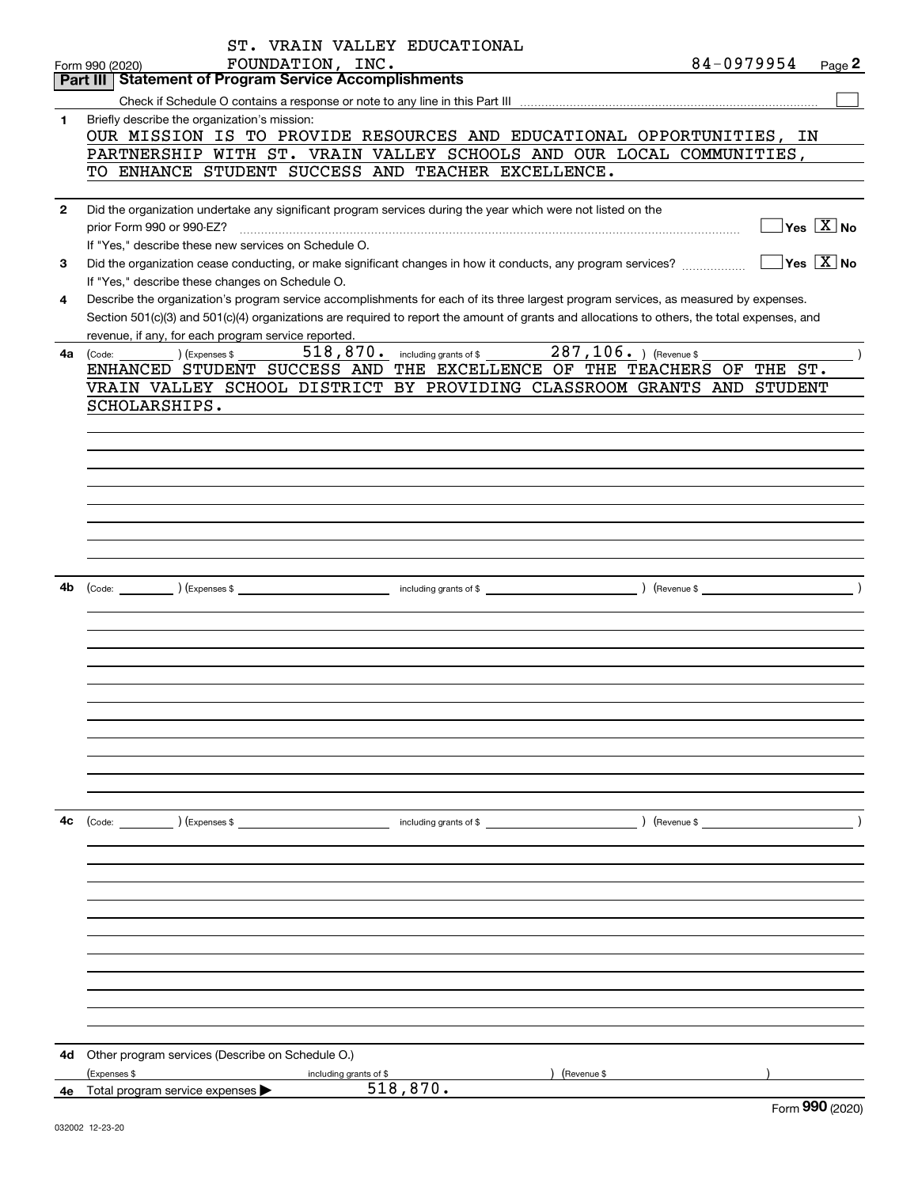ST. VRAIN VALLEY EDUCATIONAL FOUNDATION, INC. 84-0979954

Form 990 (2020) Page 2

## Part III Statement of Program Service Accomplishments

Check if Schedule O contains a response or note to any line in this Part III ☐

**1** Briefly describe the organization's mission:

OUR MISSION IS TO PROVIDE RESOURCES AND EDUCATIONAL OPPORTUNITIES, IN PARTNERSHIP WITH ST. VRAIN VALLEY SCHOOLS AND OUR LOCAL COMMUNITIES, TO ENHANCE STUDENT SUCCESS AND TEACHER EXCELLENCE.

**2** Did the organization undertake any significant program services during the year which were not listed on the prior Form 990 or 990-EZ? ☐ Yes ☒ No

If "Yes," describe these new services on Schedule O.

**3** Did the organization cease conducting, or make significant changes in how it conducts, any program services? ☐ Yes ☒ No

If "Yes," describe these changes on Schedule O.

**4** Describe the organization's program service accomplishments for each of its three largest program services, as measured by expenses. Section 501(c)(3) and 501(c)(4) organizations are required to report the amount of grants and allocations to others, the total expenses, and revenue, if any, for each program service reported.

**4a** (Code: ) (Expenses $ 518,870. including grants of $ 287,106. ) (Revenue $ )

ENHANCED STUDENT SUCCESS AND THE EXCELLENCE OF THE TEACHERS OF THE ST. VRAIN VALLEY SCHOOL DISTRICT BY PROVIDING CLASSROOM GRANTS AND STUDENT SCHOLARSHIPS.

**4b** (Code: ) (Expenses $ including grants of $ ) (Revenue $ )

**4c** (Code: ) (Expenses $ including grants of $ ) (Revenue $ )

**4d** Other program services (Describe on Schedule O.)

(Expenses $ including grants of $ ) (Revenue $ )

**4e** Total program service expenses ▶ 518,870.

Form **990** (2020)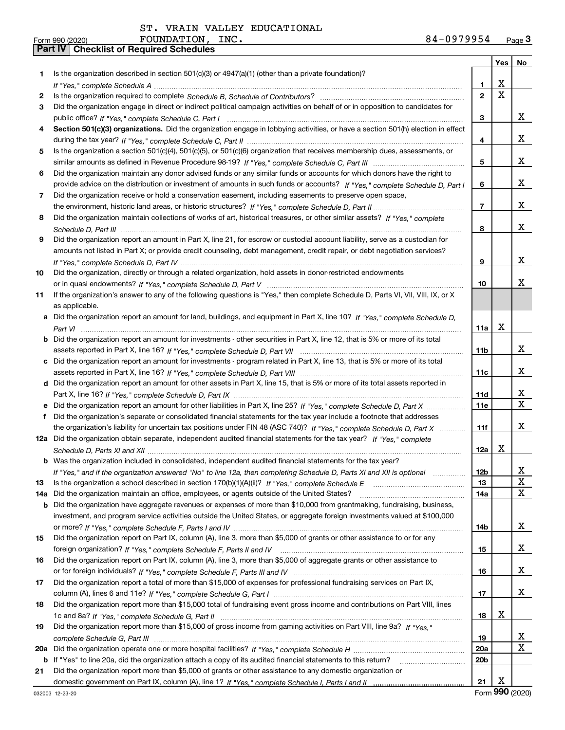ST. VRAIN VALLEY EDUCATIONAL FOUNDATION, INC. 84-0979954

Form 990 (2020)

## Part IV Checklist of Required Schedules

| | | | Yes | No |
|---|---|---|---|---|
| 1 | Is the organization described in section 501(c)(3) or 4947(a)(1) (other than a private foundation)? *If "Yes," complete Schedule A* | 1 | X | |
| 2 | Is the organization required to complete *Schedule B, Schedule of Contributors*? | 2 | X | |
| 3 | Did the organization engage in direct or indirect political campaign activities on behalf of or in opposition to candidates for public office? *If "Yes," complete Schedule C, Part I* | 3 | | X |
| 4 | **Section 501(c)(3) organizations.** Did the organization engage in lobbying activities, or have a section 501(h) election in effect during the tax year? *If "Yes," complete Schedule C, Part II* | 4 | | X |
| 5 | Is the organization a section 501(c)(4), 501(c)(5), or 501(c)(6) organization that receives membership dues, assessments, or similar amounts as defined in Revenue Procedure 98-19? *If "Yes," complete Schedule C, Part III* | 5 | | X |
| 6 | Did the organization maintain any donor advised funds or any similar funds or accounts for which donors have the right to provide advice on the distribution or investment of amounts in such funds or accounts? *If "Yes," complete Schedule D, Part I* | 6 | | X |
| 7 | Did the organization receive or hold a conservation easement, including easements to preserve open space, the environment, historic land areas, or historic structures? *If "Yes," complete Schedule D, Part II* | 7 | | X |
| 8 | Did the organization maintain collections of works of art, historical treasures, or other similar assets? *If "Yes," complete Schedule D, Part III* | 8 | | X |
| 9 | Did the organization report an amount in Part X, line 21, for escrow or custodial account liability, serve as a custodian for amounts not listed in Part X; or provide credit counseling, debt management, credit repair, or debt negotiation services? *If "Yes," complete Schedule D, Part IV* | 9 | | X |
| 10 | Did the organization, directly or through a related organization, hold assets in donor-restricted endowments or in quasi endowments? *If "Yes," complete Schedule D, Part V* | 10 | | X |
| 11 | If the organization's answer to any of the following questions is "Yes," then complete Schedule D, Parts VI, VII, VIII, IX, or X as applicable. | | | |
| a | Did the organization report an amount for land, buildings, and equipment in Part X, line 10? *If "Yes," complete Schedule D, Part VI* | 11a | X | |
| b | Did the organization report an amount for investments - other securities in Part X, line 12, that is 5% or more of its total assets reported in Part X, line 16? *If "Yes," complete Schedule D, Part VII* | 11b | | X |
| c | Did the organization report an amount for investments - program related in Part X, line 13, that is 5% or more of its total assets reported in Part X, line 16? *If "Yes," complete Schedule D, Part VIII* | 11c | | X |
| d | Did the organization report an amount for other assets in Part X, line 15, that is 5% or more of its total assets reported in Part X, line 16? *If "Yes," complete Schedule D, Part IX* | 11d | | X |
| e | Did the organization report an amount for other liabilities in Part X, line 25? *If "Yes," complete Schedule D, Part X* | 11e | | X |
| f | Did the organization's separate or consolidated financial statements for the tax year include a footnote that addresses the organization's liability for uncertain tax positions under FIN 48 (ASC 740)? *If "Yes," complete Schedule D, Part X* | 11f | | X |
| 12a | Did the organization obtain separate, independent audited financial statements for the tax year? *If "Yes," complete Schedule D, Parts XI and XII* | 12a | X | |
| b | Was the organization included in consolidated, independent audited financial statements for the tax year? *If "Yes," and if the organization answered "No" to line 12a, then completing Schedule D, Parts XI and XII is optional* | 12b | | X |
| 13 | Is the organization a school described in section 170(b)(1)(A)(ii)? *If "Yes," complete Schedule E* | 13 | | X |
| 14a | Did the organization maintain an office, employees, or agents outside of the United States? | 14a | | X |
| b | Did the organization have aggregate revenues or expenses of more than $10,000 from grantmaking, fundraising, business, investment, and program service activities outside the United States, or aggregate foreign investments valued at $100,000 or more? *If "Yes," complete Schedule F, Parts I and IV* | 14b | | X |
| 15 | Did the organization report on Part IX, column (A), line 3, more than $5,000 of grants or other assistance to or for any foreign organization? *If "Yes," complete Schedule F, Parts II and IV* | 15 | | X |
| 16 | Did the organization report on Part IX, column (A), line 3, more than $5,000 of aggregate grants or other assistance to or for foreign individuals? *If "Yes," complete Schedule F, Parts III and IV* | 16 | | X |
| 17 | Did the organization report a total of more than $15,000 of expenses for professional fundraising services on Part IX, column (A), lines 6 and 11e? *If "Yes," complete Schedule G, Part I* | 17 | | X |
| 18 | Did the organization report more than $15,000 total of fundraising event gross income and contributions on Part VIII, lines 1c and 8a? *If "Yes," complete Schedule G, Part II* | 18 | X | |
| 19 | Did the organization report more than $15,000 of gross income from gaming activities on Part VIII, line 9a? *If "Yes," complete Schedule G, Part III* | 19 | | X |
| 20a | Did the organization operate one or more hospital facilities? *If "Yes," complete Schedule H* | 20a | | X |
| b | If "Yes" to line 20a, did the organization attach a copy of its audited financial statements to this return? | 20b | | |
| 21 | Did the organization report more than $5,000 of grants or other assistance to any domestic organization or domestic government on Part IX, column (A), line 1? *If "Yes," complete Schedule I, Parts I and II* | 21 | X | |

032003 12-23-20 Form **990** (2020)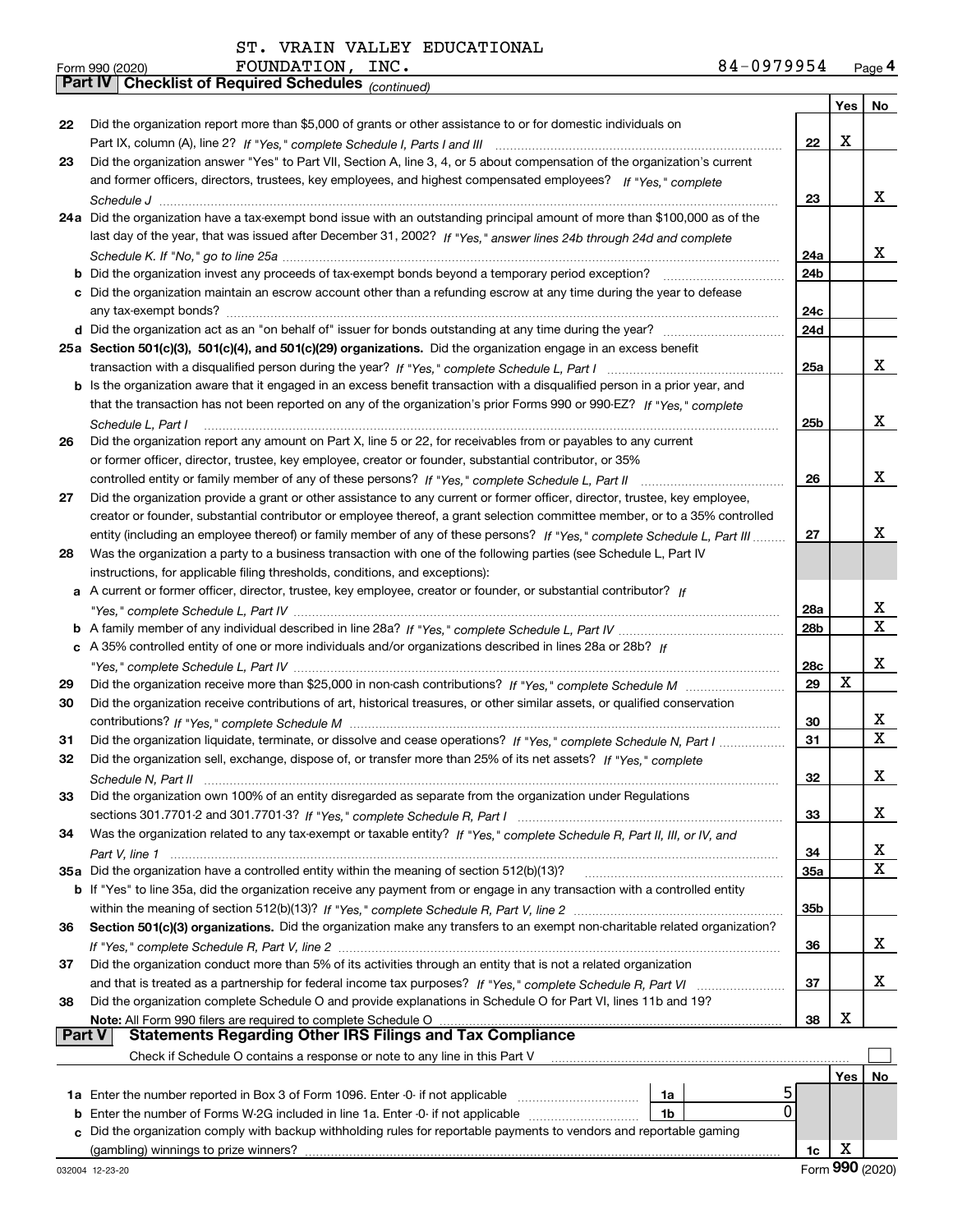ST. VRAIN VALLEY EDUCATIONAL FOUNDATION, INC. 84-0979954

Form 990 (2020)

**Part IV | Checklist of Required Schedules** *(continued)*

| | | | Yes | No |
|---|---|---|---|---|
| 22 | Did the organization report more than $5,000 of grants or other assistance to or for domestic individuals on Part IX, column (A), line 2? *If "Yes," complete Schedule I, Parts I and III* | 22 | X | |
| 23 | Did the organization answer "Yes" to Part VII, Section A, line 3, 4, or 5 about compensation of the organization's current and former officers, directors, trustees, key employees, and highest compensated employees? *If "Yes," complete Schedule J* | 23 | | X |
| 24a | Did the organization have a tax-exempt bond issue with an outstanding principal amount of more than $100,000 as of the last day of the year, that was issued after December 31, 2002? *If "Yes," answer lines 24b through 24d and complete Schedule K. If "No," go to line 25a* | 24a | | X |
| b | Did the organization invest any proceeds of tax-exempt bonds beyond a temporary period exception? | 24b | | |
| c | Did the organization maintain an escrow account other than a refunding escrow at any time during the year to defease any tax-exempt bonds? | 24c | | |
| d | Did the organization act as an "on behalf of" issuer for bonds outstanding at any time during the year? | 24d | | |
| 25a | **Section 501(c)(3), 501(c)(4), and 501(c)(29) organizations.** Did the organization engage in an excess benefit transaction with a disqualified person during the year? *If "Yes," complete Schedule L, Part I* | 25a | | X |
| b | Is the organization aware that it engaged in an excess benefit transaction with a disqualified person in a prior year, and that the transaction has not been reported on any of the organization's prior Forms 990 or 990-EZ? *If "Yes," complete Schedule L, Part I* | 25b | | X |
| 26 | Did the organization report any amount on Part X, line 5 or 22, for receivables from or payables to any current or former officer, director, trustee, key employee, creator or founder, substantial contributor, or 35% controlled entity or family member of any of these persons? *If "Yes," complete Schedule L, Part II* | 26 | | X |
| 27 | Did the organization provide a grant or other assistance to any current or former officer, director, trustee, key employee, creator or founder, substantial contributor or employee thereof, a grant selection committee member, or to a 35% controlled entity (including an employee thereof) or family member of any of these persons? *If "Yes," complete Schedule L, Part III* | 27 | | X |
| 28 | Was the organization a party to a business transaction with one of the following parties (see Schedule L, Part IV instructions, for applicable filing thresholds, conditions, and exceptions): | | | |
| a | A current or former officer, director, trustee, key employee, creator or founder, or substantial contributor? *If "Yes," complete Schedule L, Part IV* | 28a | | X |
| b | A family member of any individual described in line 28a? *If "Yes," complete Schedule L, Part IV* | 28b | | X |
| c | A 35% controlled entity of one or more individuals and/or organizations described in lines 28a or 28b? *If "Yes," complete Schedule L, Part IV* | 28c | | X |
| 29 | Did the organization receive more than $25,000 in non-cash contributions? *If "Yes," complete Schedule M* | 29 | X | |
| 30 | Did the organization receive contributions of art, historical treasures, or other similar assets, or qualified conservation contributions? *If "Yes," complete Schedule M* | 30 | | X |
| 31 | Did the organization liquidate, terminate, or dissolve and cease operations? *If "Yes," complete Schedule N, Part I* | 31 | | X |
| 32 | Did the organization sell, exchange, dispose of, or transfer more than 25% of its net assets? *If "Yes," complete Schedule N, Part II* | 32 | | X |
| 33 | Did the organization own 100% of an entity disregarded as separate from the organization under Regulations sections 301.7701-2 and 301.7701-3? *If "Yes," complete Schedule R, Part I* | 33 | | X |
| 34 | Was the organization related to any tax-exempt or taxable entity? *If "Yes," complete Schedule R, Part II, III, or IV, and Part V, line 1* | 34 | | X |
| 35a | Did the organization have a controlled entity within the meaning of section 512(b)(13)? | 35a | | X |
| b | If "Yes" to line 35a, did the organization receive any payment from or engage in any transaction with a controlled entity within the meaning of section 512(b)(13)? *If "Yes," complete Schedule R, Part V, line 2* | 35b | | |
| 36 | **Section 501(c)(3) organizations.** Did the organization make any transfers to an exempt non-charitable related organization? *If "Yes," complete Schedule R, Part V, line 2* | 36 | | X |
| 37 | Did the organization conduct more than 5% of its activities through an entity that is not a related organization and that is treated as a partnership for federal income tax purposes? *If "Yes," complete Schedule R, Part VI* | 37 | | X |
| 38 | Did the organization complete Schedule O and provide explanations in Schedule O for Part VI, lines 11b and 19? **Note:** All Form 990 filers are required to complete Schedule O | 38 | X | |

**Part V | Statements Regarding Other IRS Filings and Tax Compliance**

Check if Schedule O contains a response or note to any line in this Part V ☐

| | | | | | Yes | No |
|---|---|---|---|---|---|---|
| 1a | Enter the number reported in Box 3 of Form 1096. Enter -0- if not applicable | 1a | 5 | | | |
| b | Enter the number of Forms W-2G included in line 1a. Enter -0- if not applicable | 1b | 0 | | | |
| c | Did the organization comply with backup withholding rules for reportable payments to vendors and reportable gaming (gambling) winnings to prize winners? | | | 1c | X | |

032004 12-23-20 Form **990** (2020)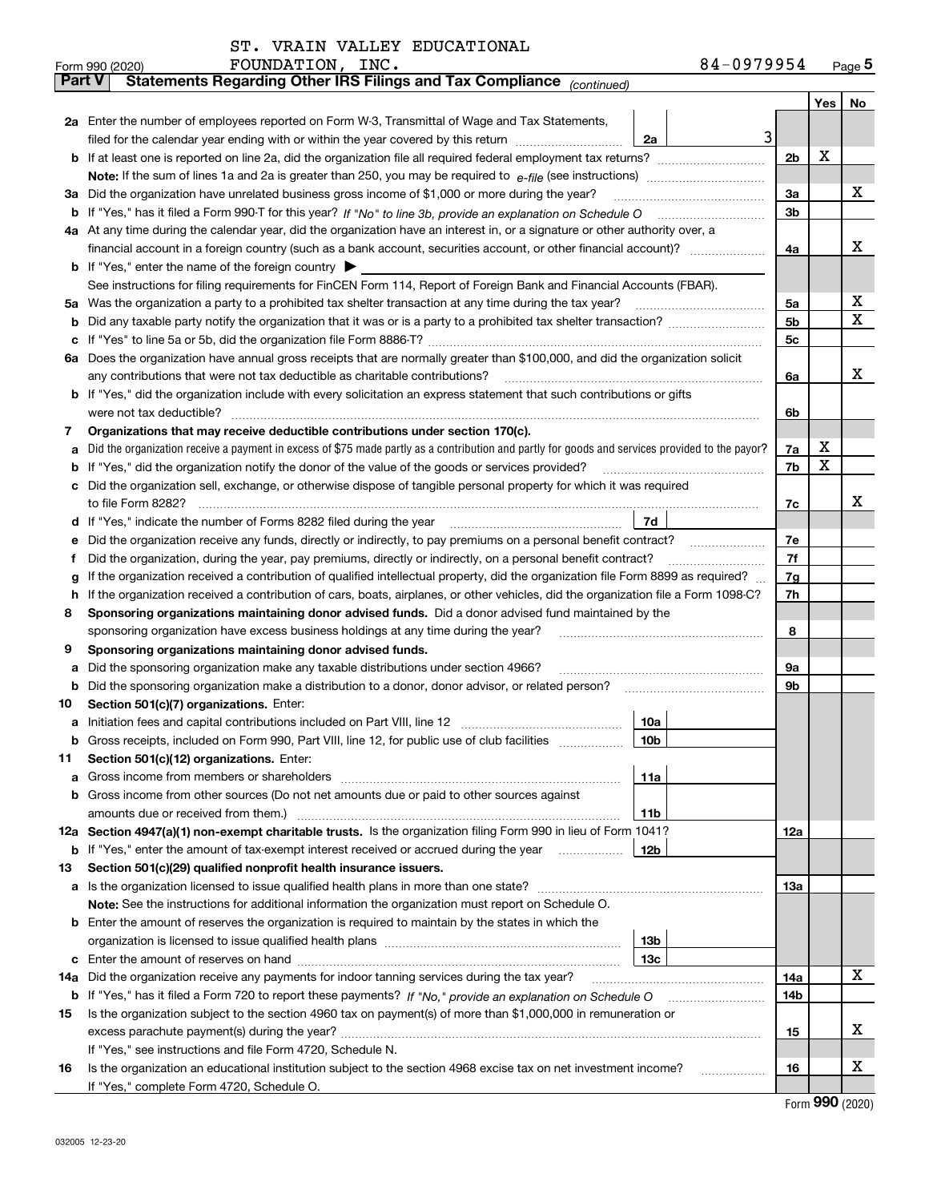ST. VRAIN VALLEY EDUCATIONAL

Form 990 (2020) FOUNDATION, INC. 84-0979954

## Part V Statements Regarding Other IRS Filings and Tax Compliance *(continued)*

| | | | | Yes | No |
|---|---|---|---|---|---|
| **2a** | Enter the number of employees reported on Form W-3, Transmittal of Wage and Tax Statements, filed for the calendar year ending with or within the year covered by this return | 2a | 3 | | |
| **b** | If at least one is reported on line 2a, did the organization file all required federal employment tax returns? | | 2b | X | |
| | **Note:** If the sum of lines 1a and 2a is greater than 250, you may be required to *e-file* (see instructions) | | | | |
| **3a** | Did the organization have unrelated business gross income of $1,000 or more during the year? | | 3a | | X |
| **b** | If "Yes," has it filed a Form 990-T for this year? *If "No" to line 3b, provide an explanation on Schedule O* | | 3b | | |
| **4a** | At any time during the calendar year, did the organization have an interest in, or a signature or other authority over, a financial account in a foreign country (such as a bank account, securities account, or other financial account)? | | 4a | | X |
| **b** | If "Yes," enter the name of the foreign country ▶ | | | | |
| | See instructions for filing requirements for FinCEN Form 114, Report of Foreign Bank and Financial Accounts (FBAR). | | | | |
| **5a** | Was the organization a party to a prohibited tax shelter transaction at any time during the tax year? | | 5a | | X |
| **b** | Did any taxable party notify the organization that it was or is a party to a prohibited tax shelter transaction? | | 5b | | X |
| **c** | If "Yes" to line 5a or 5b, did the organization file Form 8886-T? | | 5c | | |
| **6a** | Does the organization have annual gross receipts that are normally greater than $100,000, and did the organization solicit any contributions that were not tax deductible as charitable contributions? | | 6a | | X |
| **b** | If "Yes," did the organization include with every solicitation an express statement that such contributions or gifts were not tax deductible? | | 6b | | |
| **7** | **Organizations that may receive deductible contributions under section 170(c).** | | | | |
| **a** | Did the organization receive a payment in excess of $75 made partly as a contribution and partly for goods and services provided to the payor? | | 7a | X | |
| **b** | If "Yes," did the organization notify the donor of the value of the goods or services provided? | | 7b | X | |
| **c** | Did the organization sell, exchange, or otherwise dispose of tangible personal property for which it was required to file Form 8282? | | 7c | | X |
| **d** | If "Yes," indicate the number of Forms 8282 filed during the year | 7d | | | |
| **e** | Did the organization receive any funds, directly or indirectly, to pay premiums on a personal benefit contract? | | 7e | | |
| **f** | Did the organization, during the year, pay premiums, directly or indirectly, on a personal benefit contract? | | 7f | | |
| **g** | If the organization received a contribution of qualified intellectual property, did the organization file Form 8899 as required? | | 7g | | |
| **h** | If the organization received a contribution of cars, boats, airplanes, or other vehicles, did the organization file a Form 1098-C? | | 7h | | |
| **8** | **Sponsoring organizations maintaining donor advised funds.** Did a donor advised fund maintained by the sponsoring organization have excess business holdings at any time during the year? | | 8 | | |
| **9** | **Sponsoring organizations maintaining donor advised funds.** | | | | |
| **a** | Did the sponsoring organization make any taxable distributions under section 4966? | | 9a | | |
| **b** | Did the sponsoring organization make a distribution to a donor, donor advisor, or related person? | | 9b | | |
| **10** | **Section 501(c)(7) organizations.** Enter: | | | | |
| **a** | Initiation fees and capital contributions included on Part VIII, line 12 | 10a | | | |
| **b** | Gross receipts, included on Form 990, Part VIII, line 12, for public use of club facilities | 10b | | | |
| **11** | **Section 501(c)(12) organizations.** Enter: | | | | |
| **a** | Gross income from members or shareholders | 11a | | | |
| **b** | Gross income from other sources (Do not net amounts due or paid to other sources against amounts due or received from them.) | 11b | | | |
| **12a** | **Section 4947(a)(1) non-exempt charitable trusts.** Is the organization filing Form 990 in lieu of Form 1041? | | 12a | | |
| **b** | If "Yes," enter the amount of tax-exempt interest received or accrued during the year | 12b | | | |
| **13** | **Section 501(c)(29) qualified nonprofit health insurance issuers.** | | | | |
| **a** | Is the organization licensed to issue qualified health plans in more than one state? | | 13a | | |
| | **Note:** See the instructions for additional information the organization must report on Schedule O. | | | | |
| **b** | Enter the amount of reserves the organization is required to maintain by the states in which the organization is licensed to issue qualified health plans | 13b | | | |
| **c** | Enter the amount of reserves on hand | 13c | | | |
| **14a** | Did the organization receive any payments for indoor tanning services during the tax year? | | 14a | | X |
| **b** | If "Yes," has it filed a Form 720 to report these payments? *If "No," provide an explanation on Schedule O* | | 14b | | |
| **15** | Is the organization subject to the section 4960 tax on payment(s) of more than $1,000,000 in remuneration or excess parachute payment(s) during the year? | | 15 | | X |
| | If "Yes," see instructions and file Form 4720, Schedule N. | | | | |
| **16** | Is the organization an educational institution subject to the section 4968 excise tax on net investment income? | | 16 | | X |
| | If "Yes," complete Form 4720, Schedule O. | | | | |

Form **990** (2020)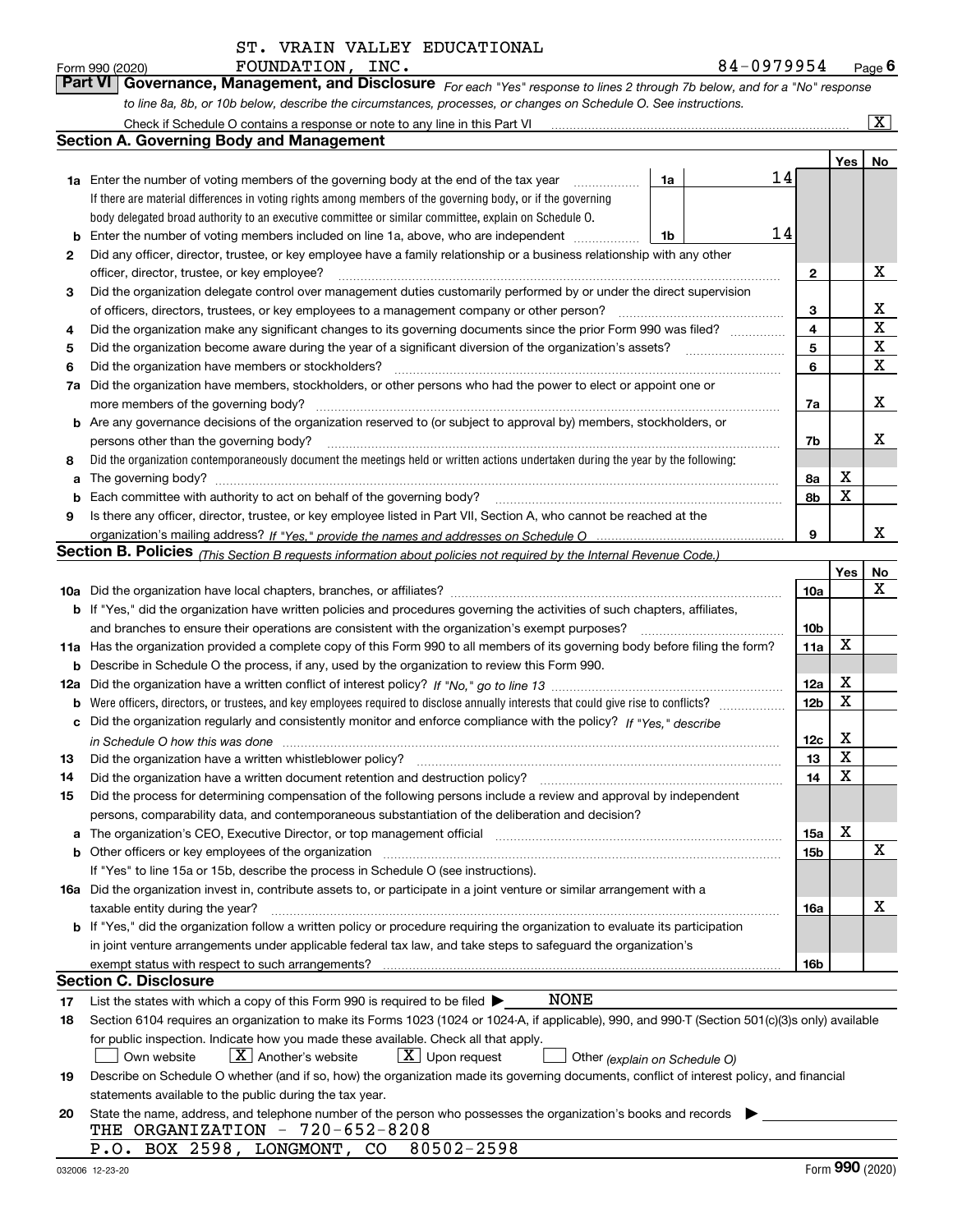ST. VRAIN VALLEY EDUCATIONAL FOUNDATION, INC. 84-0979954

Form 990 (2020) Page 6

**Part VI Governance, Management, and Disclosure** *For each "Yes" response to lines 2 through 7b below, and for a "No" response to line 8a, 8b, or 10b below, describe the circumstances, processes, or changes on Schedule O. See instructions.*

Check if Schedule O contains a response or note to any line in this Part VI [X]

## Section A. Governing Body and Management

| | | | | | Yes | No |
|---|---|---|---|---|---|---|
| **1a** | Enter the number of voting members of the governing body at the end of the tax year. If there are material differences in voting rights among members of the governing body, or if the governing body delegated broad authority to an executive committee or similar committee, explain on Schedule O. | 1a | 14 | | | |
| **b** | Enter the number of voting members included on line 1a, above, who are independent | 1b | 14 | | | |
| **2** | Did any officer, director, trustee, or key employee have a family relationship or a business relationship with any other officer, director, trustee, or key employee? | | | 2 | | X |
| **3** | Did the organization delegate control over management duties customarily performed by or under the direct supervision of officers, directors, trustees, or key employees to a management company or other person? | | | 3 | | X |
| **4** | Did the organization make any significant changes to its governing documents since the prior Form 990 was filed? | | | 4 | | X |
| **5** | Did the organization become aware during the year of a significant diversion of the organization's assets? | | | 5 | | X |
| **6** | Did the organization have members or stockholders? | | | 6 | | X |
| **7a** | Did the organization have members, stockholders, or other persons who had the power to elect or appoint one or more members of the governing body? | | | 7a | | X |
| **b** | Are any governance decisions of the organization reserved to (or subject to approval by) members, stockholders, or persons other than the governing body? | | | 7b | | X |
| **8** | Did the organization contemporaneously document the meetings held or written actions undertaken during the year by the following: | | | | | |
| **a** | The governing body? | | | 8a | X | |
| **b** | Each committee with authority to act on behalf of the governing body? | | | 8b | X | |
| **9** | Is there any officer, director, trustee, or key employee listed in Part VII, Section A, who cannot be reached at the organization's mailing address? *If "Yes," provide the names and addresses on Schedule O* | | | 9 | | X |

## Section B. Policies *(This Section B requests information about policies not required by the Internal Revenue Code.)*

| | | | Yes | No |
|---|---|---|---|---|
| **10a** | Did the organization have local chapters, branches, or affiliates? | 10a | | X |
| **b** | If "Yes," did the organization have written policies and procedures governing the activities of such chapters, affiliates, and branches to ensure their operations are consistent with the organization's exempt purposes? | 10b | | |
| **11a** | Has the organization provided a complete copy of this Form 990 to all members of its governing body before filing the form? | 11a | X | |
| **b** | Describe in Schedule O the process, if any, used by the organization to review this Form 990. | | | |
| **12a** | Did the organization have a written conflict of interest policy? *If "No," go to line 13* | 12a | X | |
| **b** | Were officers, directors, or trustees, and key employees required to disclose annually interests that could give rise to conflicts? | 12b | X | |
| **c** | Did the organization regularly and consistently monitor and enforce compliance with the policy? *If "Yes," describe in Schedule O how this was done* | 12c | X | |
| **13** | Did the organization have a written whistleblower policy? | 13 | X | |
| **14** | Did the organization have a written document retention and destruction policy? | 14 | X | |
| **15** | Did the process for determining compensation of the following persons include a review and approval by independent persons, comparability data, and contemporaneous substantiation of the deliberation and decision? | | | |
| **a** | The organization's CEO, Executive Director, or top management official | 15a | X | |
| **b** | Other officers or key employees of the organization | 15b | | X |
| | If "Yes" to line 15a or 15b, describe the process in Schedule O (see instructions). | | | |
| **16a** | Did the organization invest in, contribute assets to, or participate in a joint venture or similar arrangement with a taxable entity during the year? | 16a | | X |
| **b** | If "Yes," did the organization follow a written policy or procedure requiring the organization to evaluate its participation in joint venture arrangements under applicable federal tax law, and take steps to safeguard the organization's exempt status with respect to such arrangements? | 16b | | |

## Section C. Disclosure

**17** List the states with which a copy of this Form 990 is required to be filed ▶ NONE

**18** Section 6104 requires an organization to make its Forms 1023 (1024 or 1024-A, if applicable), 990, and 990-T (Section 501(c)(3)s only) available for public inspection. Indicate how you made these available. Check all that apply.

[ ] Own website [X] Another's website [X] Upon request [ ] Other *(explain on Schedule O)*

**19** Describe on Schedule O whether (and if so, how) the organization made its governing documents, conflict of interest policy, and financial statements available to the public during the tax year.

**20** State the name, address, and telephone number of the person who possesses the organization's books and records ▶

THE ORGANIZATION - 720-652-8208
P.O. BOX 2598, LONGMONT, CO 80502-2598

032006 12-23-20 Form **990** (2020)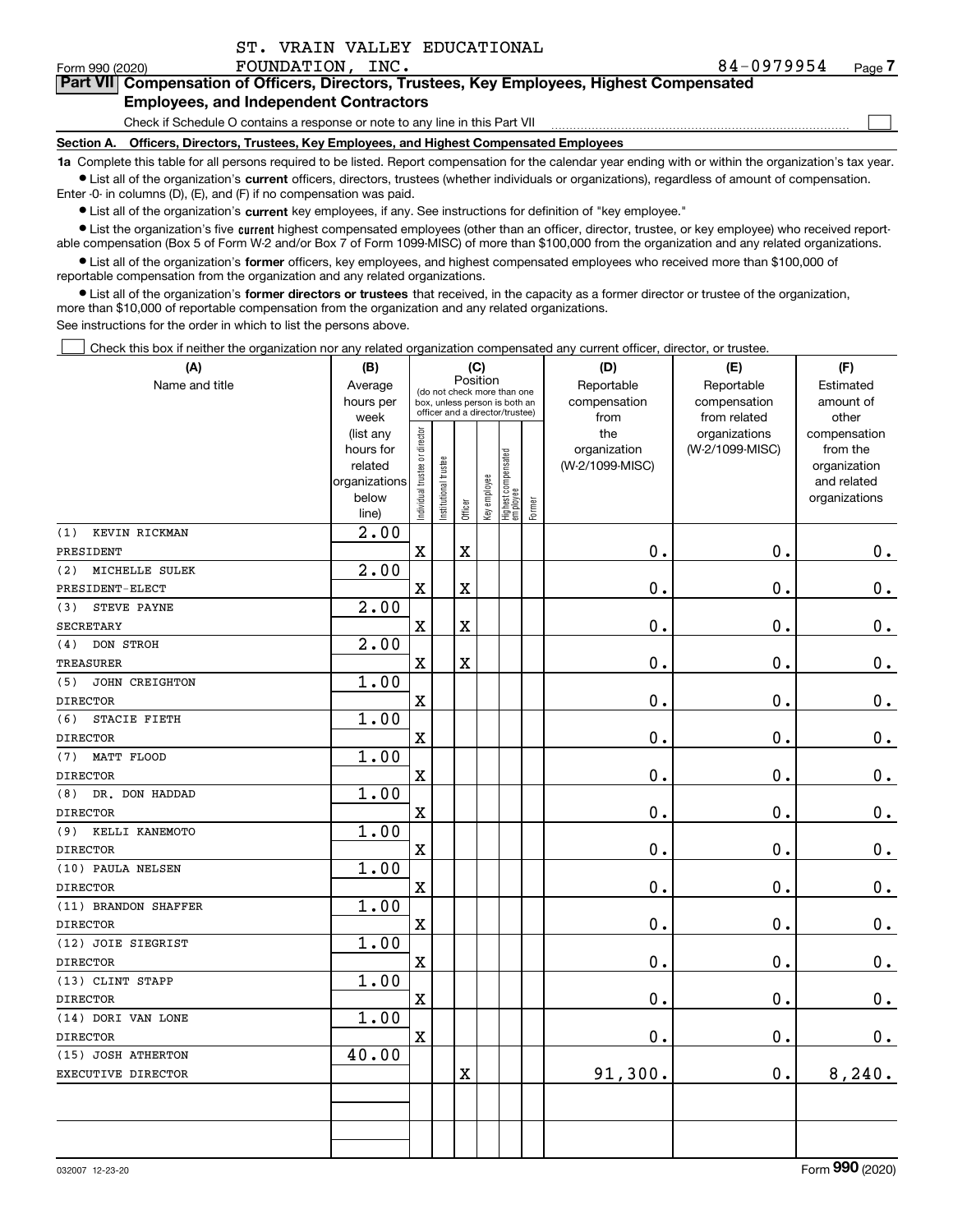ST. VRAIN VALLEY EDUCATIONAL FOUNDATION, INC. 84-0979954

Form 990 (2020) Page 7

## Part VII Compensation of Officers, Directors, Trustees, Key Employees, Highest Compensated Employees, and Independent Contractors

Check if Schedule O contains a response or note to any line in this Part VII ☐

### Section A. Officers, Directors, Trustees, Key Employees, and Highest Compensated Employees

**1a** Complete this table for all persons required to be listed. Report compensation for the calendar year ending with or within the organization's tax year.

- List all of the organization's **current** officers, directors, trustees (whether individuals or organizations), regardless of amount of compensation. Enter -0- in columns (D), (E), and (F) if no compensation was paid.
- List all of the organization's **current** key employees, if any. See instructions for definition of "key employee."
- List the organization's five **current** highest compensated employees (other than an officer, director, trustee, or key employee) who received reportable compensation (Box 5 of Form W-2 and/or Box 7 of Form 1099-MISC) of more than $100,000 from the organization and any related organizations.
- List all of the organization's **former** officers, key employees, and highest compensated employees who received more than $100,000 of reportable compensation from the organization and any related organizations.
- List all of the organization's **former directors or trustees** that received, in the capacity as a former director or trustee of the organization, more than $10,000 of reportable compensation from the organization and any related organizations.

See instructions for the order in which to list the persons above.

☐ Check this box if neither the organization nor any related organization compensated any current officer, director, or trustee.

| (A) Name and title | (B) Average hours per week (list any hours for related organizations below line) | (C) Position: Individual trustee or director | Institutional trustee | Officer | Key employee | Highest compensated employee | Former | (D) Reportable compensation from the organization (W-2/1099-MISC) | (E) Reportable compensation from related organizations (W-2/1099-MISC) | (F) Estimated amount of other compensation from the organization and related organizations |
|---|---|---|---|---|---|---|---|---|---|---|
| (1) KEVIN RICKMAN<br>PRESIDENT | 2.00 | X | | X | | | | 0. | 0. | 0. |
| (2) MICHELLE SULEK<br>PRESIDENT-ELECT | 2.00 | X | | X | | | | 0. | 0. | 0. |
| (3) STEVE PAYNE<br>SECRETARY | 2.00 | X | | X | | | | 0. | 0. | 0. |
| (4) DON STROH<br>TREASURER | 2.00 | X | | X | | | | 0. | 0. | 0. |
| (5) JOHN CREIGHTON<br>DIRECTOR | 1.00 | X | | | | | | 0. | 0. | 0. |
| (6) STACIE FIETH<br>DIRECTOR | 1.00 | X | | | | | | 0. | 0. | 0. |
| (7) MATT FLOOD<br>DIRECTOR | 1.00 | X | | | | | | 0. | 0. | 0. |
| (8) DR. DON HADDAD<br>DIRECTOR | 1.00 | X | | | | | | 0. | 0. | 0. |
| (9) KELLI KANEMOTO<br>DIRECTOR | 1.00 | X | | | | | | 0. | 0. | 0. |
| (10) PAULA NELSEN<br>DIRECTOR | 1.00 | X | | | | | | 0. | 0. | 0. |
| (11) BRANDON SHAFFER<br>DIRECTOR | 1.00 | X | | | | | | 0. | 0. | 0. |
| (12) JOIE SIEGRIST<br>DIRECTOR | 1.00 | X | | | | | | 0. | 0. | 0. |
| (13) CLINT STAPP<br>DIRECTOR | 1.00 | X | | | | | | 0. | 0. | 0. |
| (14) DORI VAN LONE<br>DIRECTOR | 1.00 | X | | | | | | 0. | 0. | 0. |
| (15) JOSH ATHERTON<br>EXECUTIVE DIRECTOR | 40.00 | | | X | | | | 91,300. | 0. | 8,240. |
| | | | | | | | | | | |
| | | | | | | | | | | |

032007 12-23-20 Form 990 (2020)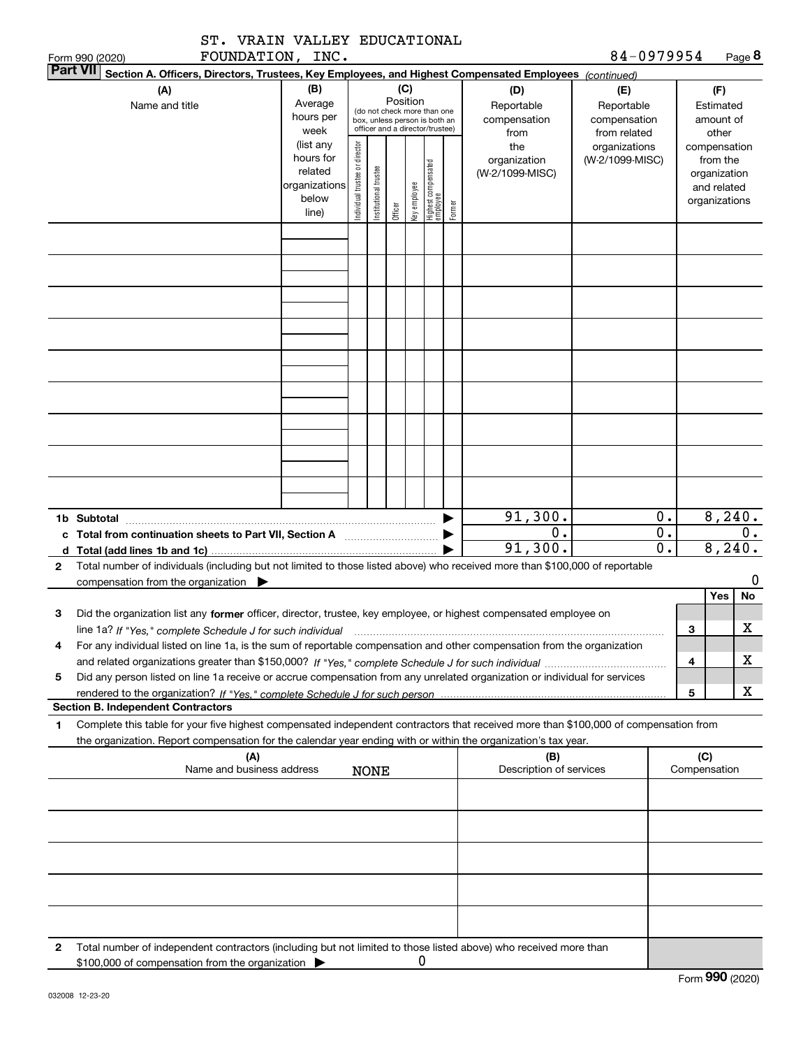ST. VRAIN VALLEY EDUCATIONAL FOUNDATION, INC.

Form 990 (2020) 84-0979954 Page 8

**Part VII Section A. Officers, Directors, Trustees, Key Employees, and Highest Compensated Employees** *(continued)*

| (A) Name and title | (B) Average hours per week (list any hours for related organizations below line) | (C) Position (do not check more than one box, unless person is both an officer and a director/trustee): Individual trustee or director | Institutional trustee | Officer | Key employee | Highest compensated employee | Former | (D) Reportable compensation from the organization (W-2/1099-MISC) | (E) Reportable compensation from related organizations (W-2/1099-MISC) | (F) Estimated amount of other compensation from the organization and related organizations |
|---|---|---|---|---|---|---|---|---|---|---|
| | | | | | | | | | | |
| | | | | | | | | | | |
| | | | | | | | | | | |
| | | | | | | | | | | |
| | | | | | | | | | | |
| | | | | | | | | | | |
| | | | | | | | | | | |
| | | | | | | | | | | |
| | | | | | | | | | | |
| **1b Subtotal** | | | | | | | | 91,300. | 0. | 8,240. |
| **c Total from continuation sheets to Part VII, Section A** | | | | | | | | 0. | 0. | 0. |
| **d Total (add lines 1b and 1c)** | | | | | | | | 91,300. | 0. | 8,240. |

**2** Total number of individuals (including but not limited to those listed above) who received more than $100,000 of reportable compensation from the organization ▶ 0

| | | Yes | No |
|---|---|---|---|
| **3** Did the organization list any **former** officer, director, trustee, key employee, or highest compensated employee on line 1a? *If "Yes," complete Schedule J for such individual* | 3 | | X |
| **4** For any individual listed on line 1a, is the sum of reportable compensation and other compensation from the organization and related organizations greater than $150,000? *If "Yes," complete Schedule J for such individual* | 4 | | X |
| **5** Did any person listed on line 1a receive or accrue compensation from any unrelated organization or individual for services rendered to the organization? *If "Yes," complete Schedule J for such person* | 5 | | X |

**Section B. Independent Contractors**

**1** Complete this table for your five highest compensated independent contractors that received more than $100,000 of compensation from the organization. Report compensation for the calendar year ending with or within the organization's tax year.

| (A) Name and business address | (B) Description of services | (C) Compensation |
|---|---|---|
| NONE | | |
| | | |
| | | |
| | | |
| | | |

**2** Total number of independent contractors (including but not limited to those listed above) who received more than $100,000 of compensation from the organization ▶ 0

Form **990** (2020)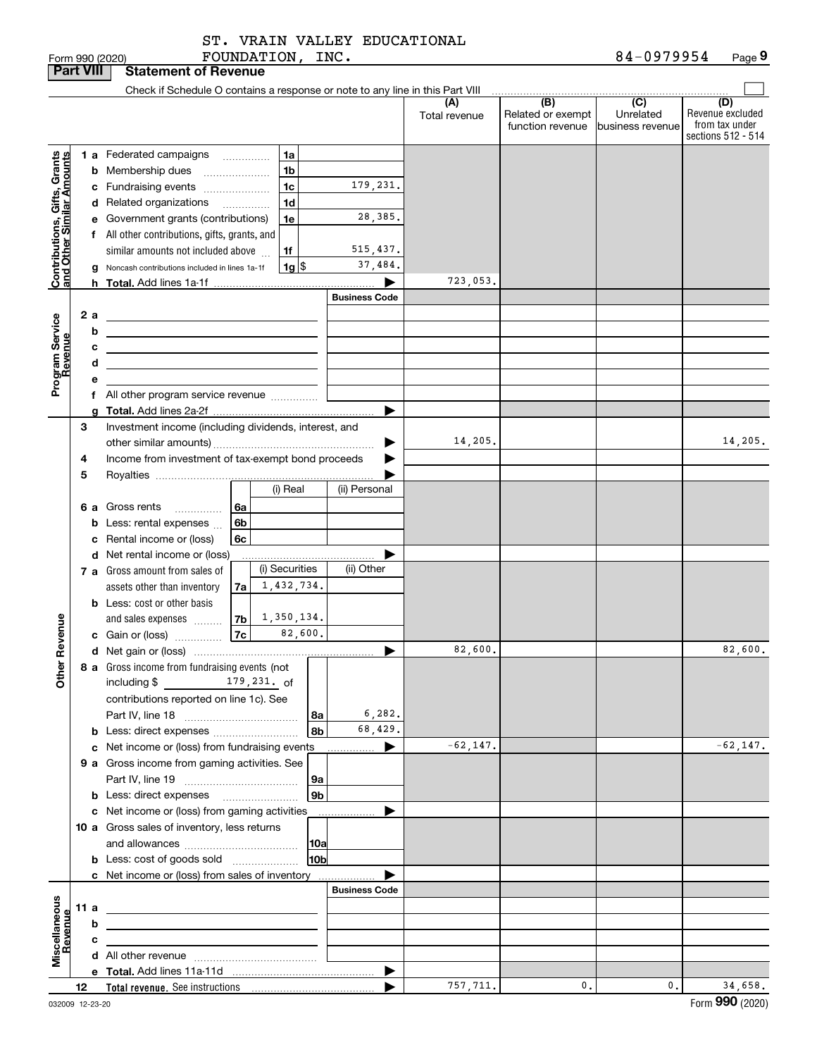ST. VRAIN VALLEY EDUCATIONAL FOUNDATION, INC. 84-0979954

Form 990 (2020)

## Part VIII Statement of Revenue

Check if Schedule O contains a response or note to any line in this Part VIII

| | | | | (A) Total revenue | (B) Related or exempt function revenue | (C) Unrelated business revenue | (D) Revenue excluded from tax under sections 512 - 514 |
|---|---|---|---|---|---|---|---|
| **Contributions, Gifts, Grants and Other Similar Amounts** | 1 a Federated campaigns | 1a | | | | | |
| | b Membership dues | 1b | | | | | |
| | c Fundraising events | 1c | 179,231. | | | | |
| | d Related organizations | 1d | | | | | |
| | e Government grants (contributions) | 1e | 28,385. | | | | |
| | f All other contributions, gifts, grants, and similar amounts not included above | 1f | 515,437. | | | | |
| | g Noncash contributions included in lines 1a-1f | 1g $ | 37,484. | | | | |
| | h **Total.** Add lines 1a-1f | | | 723,053. | | | |
| **Program Service Revenue** | | | **Business Code** | | | | |
| | 2 a | | | | | | |
| | b | | | | | | |
| | c | | | | | | |
| | d | | | | | | |
| | e | | | | | | |
| | f All other program service revenue | | | | | | |
| | g **Total.** Add lines 2a-2f | | | | | | |
| **Other Revenue** | 3 Investment income (including dividends, interest, and other similar amounts) | | | 14,205. | | | 14,205. |
| | 4 Income from investment of tax-exempt bond proceeds | | | | | | |
| | 5 Royalties | | | | | | |
| | | | (i) Real / (ii) Personal | | | | |
| | 6 a Gross rents | 6a | | | | | |
| | b Less: rental expenses | 6b | | | | | |
| | c Rental income or (loss) | 6c | | | | | |
| | d Net rental income or (loss) | | | | | | |
| | | | (i) Securities / (ii) Other | | | | |
| | 7 a Gross amount from sales of assets other than inventory | 7a | 1,432,734. | | | | |
| | b Less: cost or other basis and sales expenses | 7b | 1,350,134. | | | | |
| | c Gain or (loss) | 7c | 82,600. | | | | |
| | d Net gain or (loss) | | | 82,600. | | | 82,600. |
| | 8 a Gross income from fundraising events (not including $ 179,231. of contributions reported on line 1c). See Part IV, line 18 | 8a | 6,282. | | | | |
| | b Less: direct expenses | 8b | 68,429. | | | | |
| | c Net income or (loss) from fundraising events | | | -62,147. | | | -62,147. |
| | 9 a Gross income from gaming activities. See Part IV, line 19 | 9a | | | | | |
| | b Less: direct expenses | 9b | | | | | |
| | c Net income or (loss) from gaming activities | | | | | | |
| | 10 a Gross sales of inventory, less returns and allowances | 10a | | | | | |
| | b Less: cost of goods sold | 10b | | | | | |
| | c Net income or (loss) from sales of inventory | | | | | | |
| **Miscellaneous Revenue** | | | **Business Code** | | | | |
| | 11 a | | | | | | |
| | b | | | | | | |
| | c | | | | | | |
| | d All other revenue | | | | | | |
| | e **Total.** Add lines 11a-11d | | | | | | |
| | 12 **Total revenue.** See instructions | | | 757,711. | 0. | 0. | 34,658. |

032009 12-23-20

Form **990** (2020)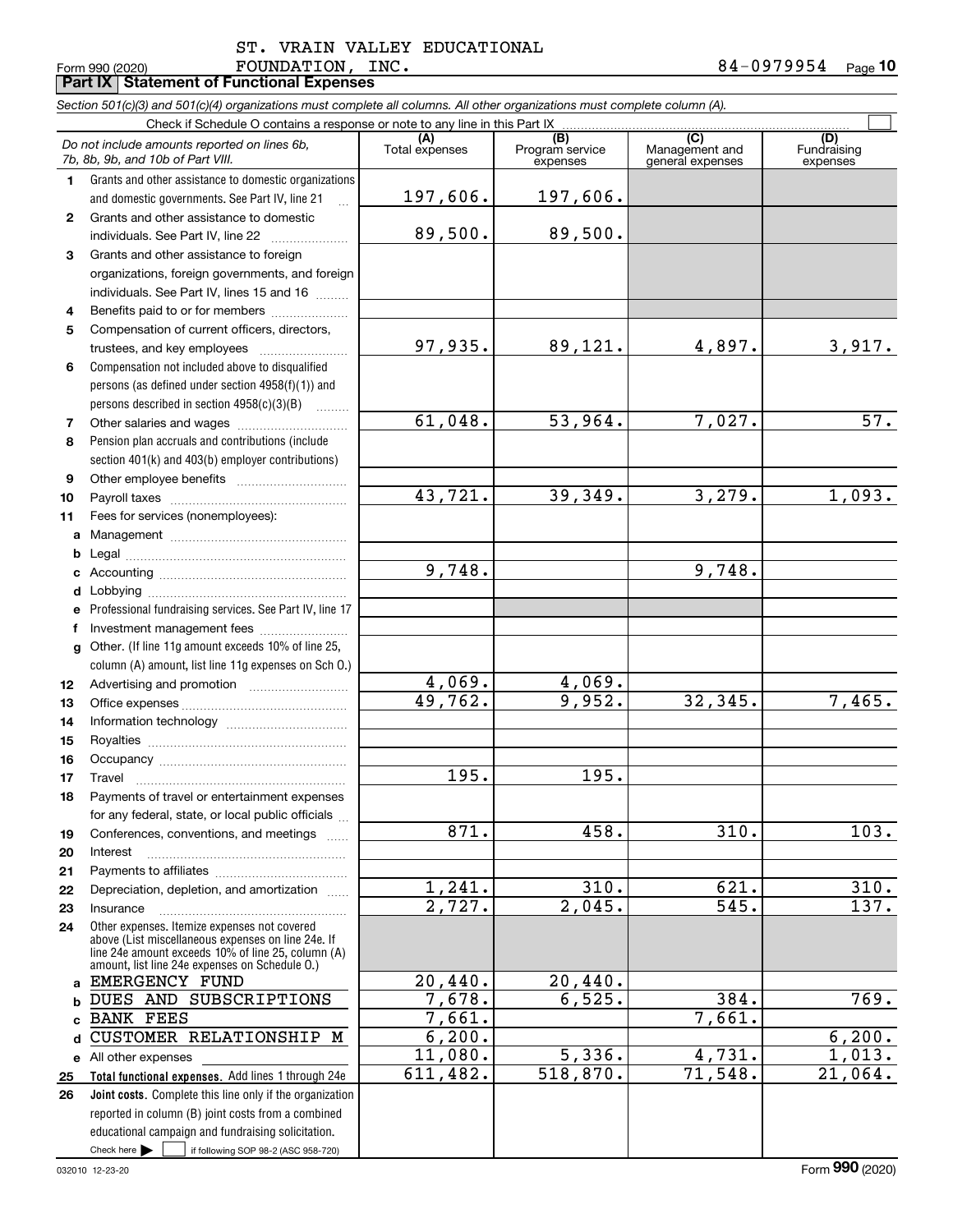ST. VRAIN VALLEY EDUCATIONAL FOUNDATION, INC. 84-0979954

Form 990 (2020) Page **10**

## Part IX Statement of Functional Expenses

*Section 501(c)(3) and 501(c)(4) organizations must complete all columns. All other organizations must complete column (A).*

Check if Schedule O contains a response or note to any line in this Part IX

| | *Do not include amounts reported on lines 6b, 7b, 8b, 9b, and 10b of Part VIII.* | (A) Total expenses | (B) Program service expenses | (C) Management and general expenses | (D) Fundraising expenses |
|---|---|---|---|---|---|
| 1 | Grants and other assistance to domestic organizations and domestic governments. See Part IV, line 21 | 197,606. | 197,606. | | |
| 2 | Grants and other assistance to domestic individuals. See Part IV, line 22 | 89,500. | 89,500. | | |
| 3 | Grants and other assistance to foreign organizations, foreign governments, and foreign individuals. See Part IV, lines 15 and 16 | | | | |
| 4 | Benefits paid to or for members | | | | |
| 5 | Compensation of current officers, directors, trustees, and key employees | 97,935. | 89,121. | 4,897. | 3,917. |
| 6 | Compensation not included above to disqualified persons (as defined under section 4958(f)(1)) and persons described in section 4958(c)(3)(B) | | | | |
| 7 | Other salaries and wages | 61,048. | 53,964. | 7,027. | 57. |
| 8 | Pension plan accruals and contributions (include section 401(k) and 403(b) employer contributions) | | | | |
| 9 | Other employee benefits | | | | |
| 10 | Payroll taxes | 43,721. | 39,349. | 3,279. | 1,093. |
| 11 | Fees for services (nonemployees): | | | | |
| a | Management | | | | |
| b | Legal | | | | |
| c | Accounting | 9,748. | | 9,748. | |
| d | Lobbying | | | | |
| e | Professional fundraising services. See Part IV, line 17 | | | | |
| f | Investment management fees | | | | |
| g | Other. (If line 11g amount exceeds 10% of line 25, column (A) amount, list line 11g expenses on Sch O.) | | | | |
| 12 | Advertising and promotion | 4,069. | 4,069. | | |
| 13 | Office expenses | 49,762. | 9,952. | 32,345. | 7,465. |
| 14 | Information technology | | | | |
| 15 | Royalties | | | | |
| 16 | Occupancy | | | | |
| 17 | Travel | 195. | 195. | | |
| 18 | Payments of travel or entertainment expenses for any federal, state, or local public officials | | | | |
| 19 | Conferences, conventions, and meetings | 871. | 458. | 310. | 103. |
| 20 | Interest | | | | |
| 21 | Payments to affiliates | | | | |
| 22 | Depreciation, depletion, and amortization | 1,241. | 310. | 621. | 310. |
| 23 | Insurance | 2,727. | 2,045. | 545. | 137. |
| 24 | Other expenses. Itemize expenses not covered above (List miscellaneous expenses on line 24e. If line 24e amount exceeds 10% of line 25, column (A) amount, list line 24e expenses on Schedule O.) | | | | |
| a | EMERGENCY FUND | 20,440. | 20,440. | | |
| b | DUES AND SUBSCRIPTIONS | 7,678. | 6,525. | 384. | 769. |
| c | BANK FEES | 7,661. | | 7,661. | |
| d | CUSTOMER RELATIONSHIP M | 6,200. | | | 6,200. |
| e | All other expenses | 11,080. | 5,336. | 4,731. | 1,013. |
| 25 | **Total functional expenses.** Add lines 1 through 24e | 611,482. | 518,870. | 71,548. | 21,064. |
| 26 | **Joint costs.** Complete this line only if the organization reported in column (B) joint costs from a combined educational campaign and fundraising solicitation. Check here ☐ if following SOP 98-2 (ASC 958-720) | | | | |

032010 12-23-20 Form **990** (2020)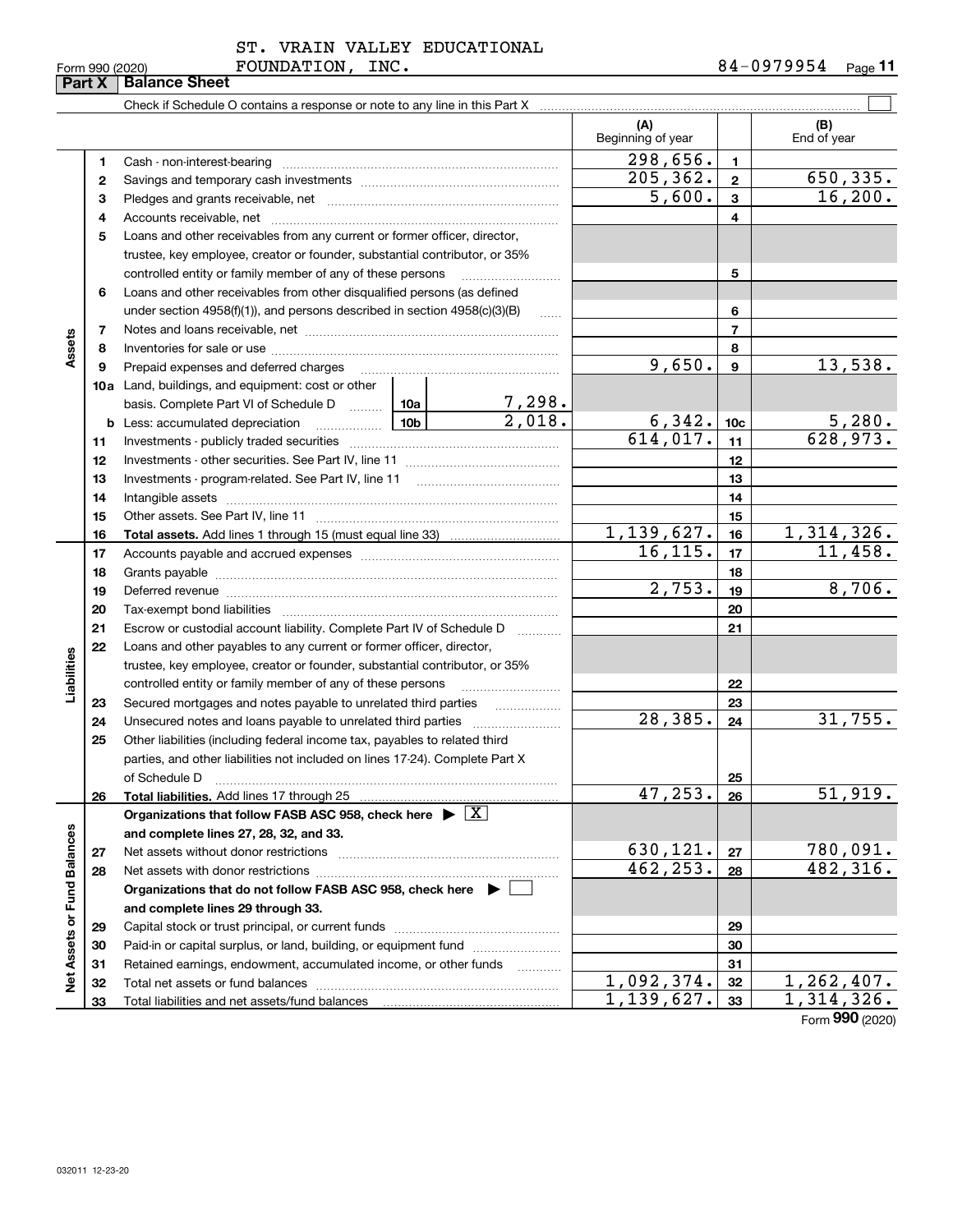ST. VRAIN VALLEY EDUCATIONAL FOUNDATION, INC. 84-0979954

Form 990 (2020)

## Part X Balance Sheet

Check if Schedule O contains a response or note to any line in this Part X ☐

| | | | (A) Beginning of year | | (B) End of year |
|---|---|---|---|---|---|
| **Assets** | 1 | Cash - non-interest-bearing | 298,656. | 1 | |
| | 2 | Savings and temporary cash investments | 205,362. | 2 | 650,335. |
| | 3 | Pledges and grants receivable, net | 5,600. | 3 | 16,200. |
| | 4 | Accounts receivable, net | | 4 | |
| | 5 | Loans and other receivables from any current or former officer, director, trustee, key employee, creator or founder, substantial contributor, or 35% controlled entity or family member of any of these persons | | 5 | |
| | 6 | Loans and other receivables from other disqualified persons (as defined under section 4958(f)(1)), and persons described in section 4958(c)(3)(B) | | 6 | |
| | 7 | Notes and loans receivable, net | | 7 | |
| | 8 | Inventories for sale or use | | 8 | |
| | 9 | Prepaid expenses and deferred charges | 9,650. | 9 | 13,538. |
| | 10a | Land, buildings, and equipment: cost or other basis. Complete Part VI of Schedule D — 10a: 7,298. | | | |
| | b | Less: accumulated depreciation — 10b: 2,018. | 6,342. | 10c | 5,280. |
| | 11 | Investments - publicly traded securities | 614,017. | 11 | 628,973. |
| | 12 | Investments - other securities. See Part IV, line 11 | | 12 | |
| | 13 | Investments - program-related. See Part IV, line 11 | | 13 | |
| | 14 | Intangible assets | | 14 | |
| | 15 | Other assets. See Part IV, line 11 | | 15 | |
| | 16 | **Total assets.** Add lines 1 through 15 (must equal line 33) | 1,139,627. | 16 | 1,314,326. |
| **Liabilities** | 17 | Accounts payable and accrued expenses | 16,115. | 17 | 11,458. |
| | 18 | Grants payable | | 18 | |
| | 19 | Deferred revenue | 2,753. | 19 | 8,706. |
| | 20 | Tax-exempt bond liabilities | | 20 | |
| | 21 | Escrow or custodial account liability. Complete Part IV of Schedule D | | 21 | |
| | 22 | Loans and other payables to any current or former officer, director, trustee, key employee, creator or founder, substantial contributor, or 35% controlled entity or family member of any of these persons | | 22 | |
| | 23 | Secured mortgages and notes payable to unrelated third parties | | 23 | |
| | 24 | Unsecured notes and loans payable to unrelated third parties | 28,385. | 24 | 31,755. |
| | 25 | Other liabilities (including federal income tax, payables to related third parties, and other liabilities not included on lines 17-24). Complete Part X of Schedule D | | 25 | |
| | 26 | **Total liabilities.** Add lines 17 through 25 | 47,253. | 26 | 51,919. |
| **Net Assets or Fund Balances** | | **Organizations that follow FASB ASC 958, check here ▶ ☒ and complete lines 27, 28, 32, and 33.** | | | |
| | 27 | Net assets without donor restrictions | 630,121. | 27 | 780,091. |
| | 28 | Net assets with donor restrictions | 462,253. | 28 | 482,316. |
| | | **Organizations that do not follow FASB ASC 958, check here ▶ ☐ and complete lines 29 through 33.** | | | |
| | 29 | Capital stock or trust principal, or current funds | | 29 | |
| | 30 | Paid-in or capital surplus, or land, building, or equipment fund | | 30 | |
| | 31 | Retained earnings, endowment, accumulated income, or other funds | | 31 | |
| | 32 | Total net assets or fund balances | 1,092,374. | 32 | 1,262,407. |
| | 33 | Total liabilities and net assets/fund balances | 1,139,627. | 33 | 1,314,326. |

Form **990** (2020)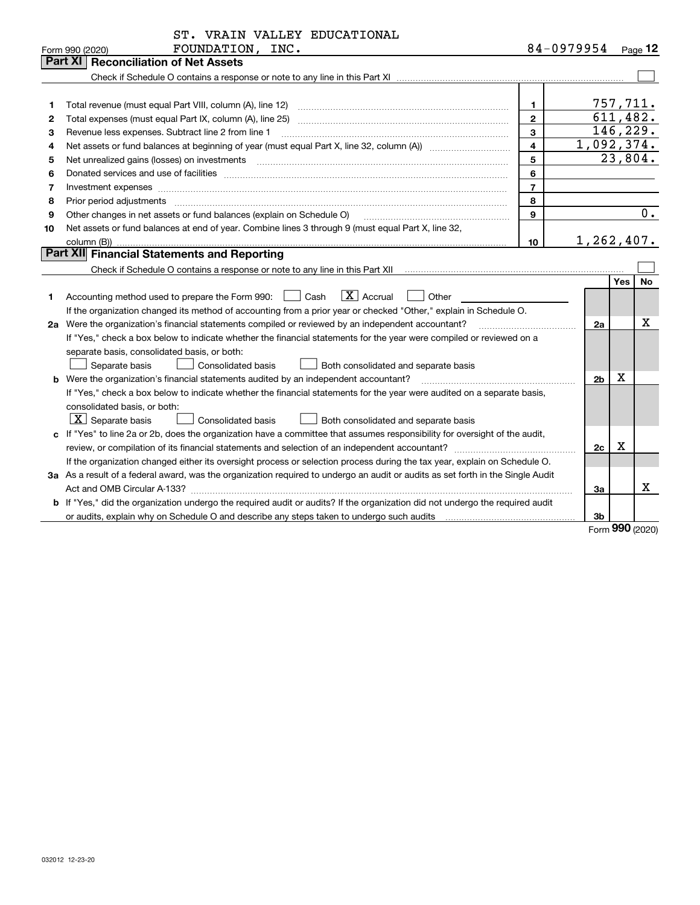ST. VRAIN VALLEY EDUCATIONAL FOUNDATION, INC. 84-0979954

Form 990 (2020) Page 12

## Part XI Reconciliation of Net Assets

Check if Schedule O contains a response or note to any line in this Part XI ☐

| | | | |
|---|---|---|---|
| 1 | Total revenue (must equal Part VIII, column (A), line 12) | 1 | 757,711. |
| 2 | Total expenses (must equal Part IX, column (A), line 25) | 2 | 611,482. |
| 3 | Revenue less expenses. Subtract line 2 from line 1 | 3 | 146,229. |
| 4 | Net assets or fund balances at beginning of year (must equal Part X, line 32, column (A)) | 4 | 1,092,374. |
| 5 | Net unrealized gains (losses) on investments | 5 | 23,804. |
| 6 | Donated services and use of facilities | 6 | |
| 7 | Investment expenses | 7 | |
| 8 | Prior period adjustments | 8 | |
| 9 | Other changes in net assets or fund balances (explain on Schedule O) | 9 | 0. |
| 10 | Net assets or fund balances at end of year. Combine lines 3 through 9 (must equal Part X, line 32, column (B)) | 10 | 1,262,407. |

## Part XII Financial Statements and Reporting

Check if Schedule O contains a response or note to any line in this Part XII ☐

| | | | Yes | No |
|---|---|---|---|---|
| 1 | Accounting method used to prepare the Form 990: ☐ Cash ☒ Accrual ☐ Other<br>If the organization changed its method of accounting from a prior year or checked "Other," explain in Schedule O. | | | |
| 2a | Were the organization's financial statements compiled or reviewed by an independent accountant?<br>If "Yes," check a box below to indicate whether the financial statements for the year were compiled or reviewed on a separate basis, consolidated basis, or both:<br>☐ Separate basis ☐ Consolidated basis ☐ Both consolidated and separate basis | 2a | | X |
| b | Were the organization's financial statements audited by an independent accountant?<br>If "Yes," check a box below to indicate whether the financial statements for the year were audited on a separate basis, consolidated basis, or both:<br>☒ Separate basis ☐ Consolidated basis ☐ Both consolidated and separate basis | 2b | X | |
| c | If "Yes" to line 2a or 2b, does the organization have a committee that assumes responsibility for oversight of the audit, review, or compilation of its financial statements and selection of an independent accountant?<br>If the organization changed either its oversight process or selection process during the tax year, explain on Schedule O. | 2c | X | |
| 3a | As a result of a federal award, was the organization required to undergo an audit or audits as set forth in the Single Audit Act and OMB Circular A-133? | 3a | | X |
| b | If "Yes," did the organization undergo the required audit or audits? If the organization did not undergo the required audit or audits, explain why on Schedule O and describe any steps taken to undergo such audits | 3b | | |

Form 990 (2020)

032012 12-23-20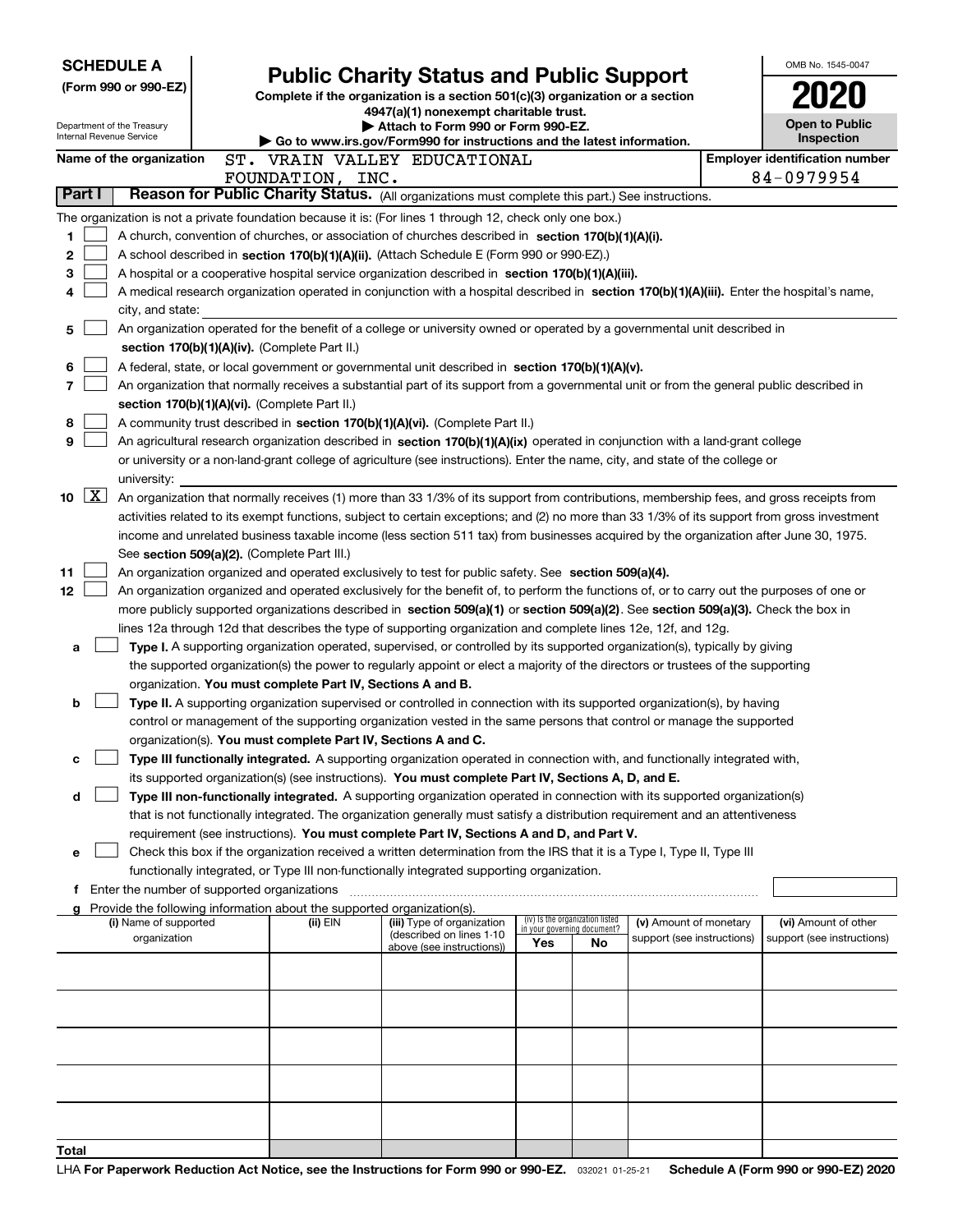**SCHEDULE A**
**(Form 990 or 990-EZ)**

Department of the Treasury
Internal Revenue Service

# Public Charity Status and Public Support

**Complete if the organization is a section 501(c)(3) organization or a section 4947(a)(1) nonexempt charitable trust.**
**▶ Attach to Form 990 or Form 990-EZ.**
**▶ Go to www.irs.gov/Form990 for instructions and the latest information.**

OMB No. 1545-0047
**2020**
**Open to Public Inspection**

**Name of the organization** ST. VRAIN VALLEY EDUCATIONAL FOUNDATION, INC.
**Employer identification number** 84-0979954

## Part I Reason for Public Charity Status. (All organizations must complete this part.) See instructions.

The organization is not a private foundation because it is: (For lines 1 through 12, check only one box.)

1 ☐ A church, convention of churches, or association of churches described in **section 170(b)(1)(A)(i).**

2 ☐ A school described in **section 170(b)(1)(A)(ii).** (Attach Schedule E (Form 990 or 990-EZ).)

3 ☐ A hospital or a cooperative hospital service organization described in **section 170(b)(1)(A)(iii).**

4 ☐ A medical research organization operated in conjunction with a hospital described in **section 170(b)(1)(A)(iii).** Enter the hospital's name, city, and state:

5 ☐ An organization operated for the benefit of a college or university owned or operated by a governmental unit described in **section 170(b)(1)(A)(iv).** (Complete Part II.)

6 ☐ A federal, state, or local government or governmental unit described in **section 170(b)(1)(A)(v).**

7 ☐ An organization that normally receives a substantial part of its support from a governmental unit or from the general public described in **section 170(b)(1)(A)(vi).** (Complete Part II.)

8 ☐ A community trust described in **section 170(b)(1)(A)(vi).** (Complete Part II.)

9 ☐ An agricultural research organization described in **section 170(b)(1)(A)(ix)** operated in conjunction with a land-grant college or university or a non-land-grant college of agriculture (see instructions). Enter the name, city, and state of the college or university:

10 ☒ An organization that normally receives (1) more than 33 1/3% of its support from contributions, membership fees, and gross receipts from activities related to its exempt functions, subject to certain exceptions; and (2) no more than 33 1/3% of its support from gross investment income and unrelated business taxable income (less section 511 tax) from businesses acquired by the organization after June 30, 1975. See **section 509(a)(2).** (Complete Part III.)

11 ☐ An organization organized and operated exclusively to test for public safety. See **section 509(a)(4).**

12 ☐ An organization organized and operated exclusively for the benefit of, to perform the functions of, or to carry out the purposes of one or more publicly supported organizations described in **section 509(a)(1)** or **section 509(a)(2).** See **section 509(a)(3).** Check the box in lines 12a through 12d that describes the type of supporting organization and complete lines 12e, 12f, and 12g.

a ☐ **Type I.** A supporting organization operated, supervised, or controlled by its supported organization(s), typically by giving the supported organization(s) the power to regularly appoint or elect a majority of the directors or trustees of the supporting organization. **You must complete Part IV, Sections A and B.**

b ☐ **Type II.** A supporting organization supervised or controlled in connection with its supported organization(s), by having control or management of the supporting organization vested in the same persons that control or manage the supported organization(s). **You must complete Part IV, Sections A and C.**

c ☐ **Type III functionally integrated.** A supporting organization operated in connection with, and functionally integrated with, its supported organization(s) (see instructions). **You must complete Part IV, Sections A, D, and E.**

d ☐ **Type III non-functionally integrated.** A supporting organization operated in connection with its supported organization(s) that is not functionally integrated. The organization generally must satisfy a distribution requirement and an attentiveness requirement (see instructions). **You must complete Part IV, Sections A and D, and Part V.**

e ☐ Check this box if the organization received a written determination from the IRS that it is a Type I, Type II, Type III functionally integrated, or Type III non-functionally integrated supporting organization.

f Enter the number of supported organizations

g Provide the following information about the supported organization(s).

| (i) Name of supported organization | (ii) EIN | (iii) Type of organization (described on lines 1-10 above (see instructions)) | (iv) Is the organization listed in your governing document? Yes | No | (v) Amount of monetary support (see instructions) | (vi) Amount of other support (see instructions) |
|---|---|---|---|---|---|---|
| | | | | | | |
| | | | | | | |
| | | | | | | |
| | | | | | | |
| | | | | | | |
| **Total** | | | | | | |

LHA **For Paperwork Reduction Act Notice, see the Instructions for Form 990 or 990-EZ.** 032021 01-25-21 **Schedule A (Form 990 or 990-EZ) 2020**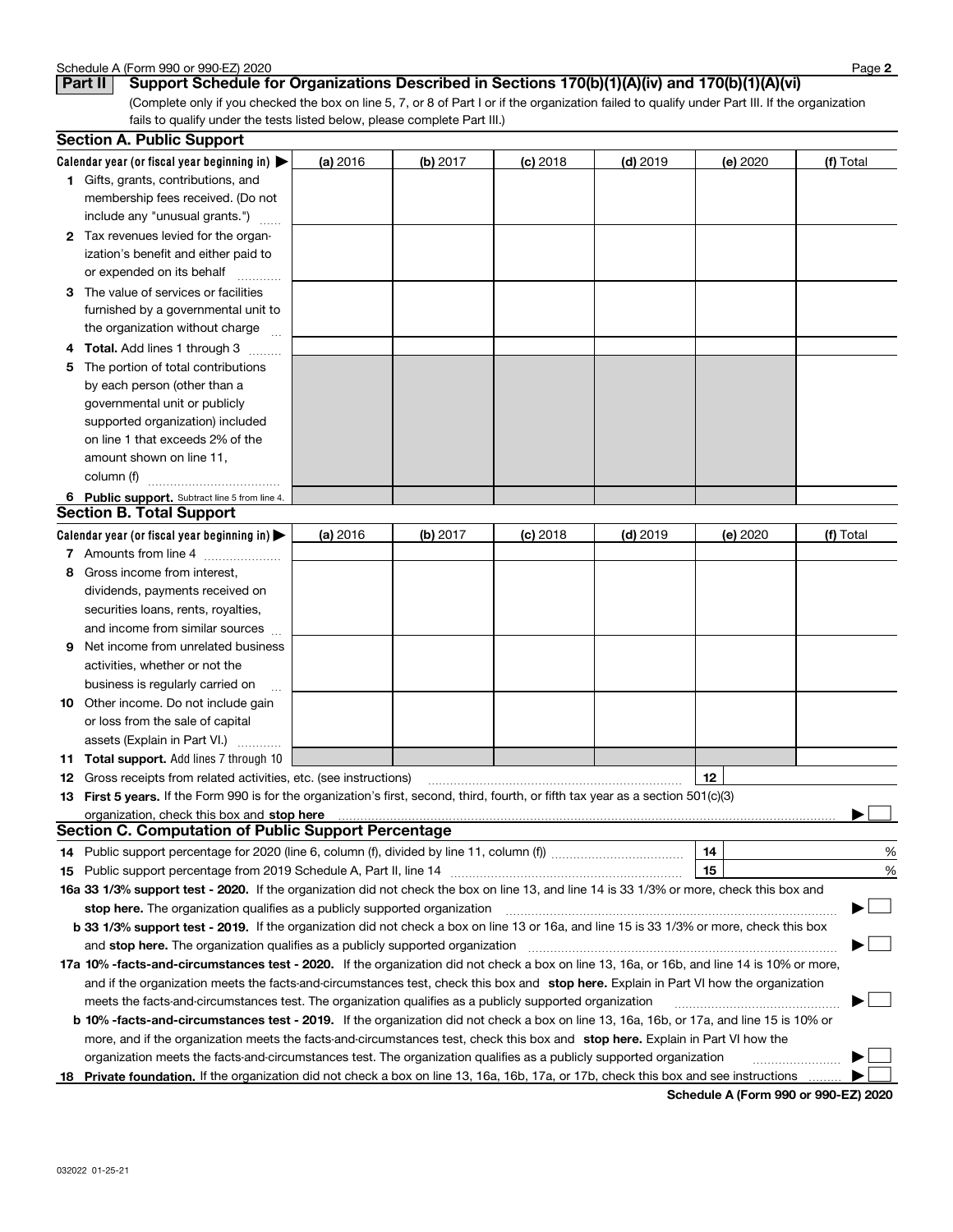## Part II Support Schedule for Organizations Described in Sections 170(b)(1)(A)(iv) and 170(b)(1)(A)(vi)

(Complete only if you checked the box on line 5, 7, or 8 of Part I or if the organization failed to qualify under Part III. If the organization fails to qualify under the tests listed below, please complete Part III.)

### Section A. Public Support

| Calendar year (or fiscal year beginning in) ▶ | (a) 2016 | (b) 2017 | (c) 2018 | (d) 2019 | (e) 2020 | (f) Total |
|---|---|---|---|---|---|---|
| **1** Gifts, grants, contributions, and membership fees received. (Do not include any "unusual grants.") | | | | | | |
| **2** Tax revenues levied for the organization's benefit and either paid to or expended on its behalf | | | | | | |
| **3** The value of services or facilities furnished by a governmental unit to the organization without charge | | | | | | |
| **4 Total.** Add lines 1 through 3 | | | | | | |
| **5** The portion of total contributions by each person (other than a governmental unit or publicly supported organization) included on line 1 that exceeds 2% of the amount shown on line 11, column (f) | | | | | | |
| **6 Public support.** Subtract line 5 from line 4. | | | | | | |

### Section B. Total Support

| Calendar year (or fiscal year beginning in) ▶ | (a) 2016 | (b) 2017 | (c) 2018 | (d) 2019 | (e) 2020 | (f) Total |
|---|---|---|---|---|---|---|
| **7** Amounts from line 4 | | | | | | |
| **8** Gross income from interest, dividends, payments received on securities loans, rents, royalties, and income from similar sources | | | | | | |
| **9** Net income from unrelated business activities, whether or not the business is regularly carried on | | | | | | |
| **10** Other income. Do not include gain or loss from the sale of capital assets (Explain in Part VI.) | | | | | | |
| **11 Total support.** Add lines 7 through 10 | | | | | | |

**12** Gross receipts from related activities, etc. (see instructions) **12**

**13 First 5 years.** If the Form 990 is for the organization's first, second, third, fourth, or fifth tax year as a section 501(c)(3) organization, check this box and **stop here** ▶ ☐

### Section C. Computation of Public Support Percentage

**14** Public support percentage for 2020 (line 6, column (f), divided by line 11, column (f)) **14** %

**15** Public support percentage from 2019 Schedule A, Part II, line 14 **15** %

**16a 33 1/3% support test - 2020.** If the organization did not check the box on line 13, and line 14 is 33 1/3% or more, check this box and **stop here.** The organization qualifies as a publicly supported organization ▶ ☐

**b 33 1/3% support test - 2019.** If the organization did not check a box on line 13 or 16a, and line 15 is 33 1/3% or more, check this box and **stop here.** The organization qualifies as a publicly supported organization ▶ ☐

**17a 10% -facts-and-circumstances test - 2020.** If the organization did not check a box on line 13, 16a, or 16b, and line 14 is 10% or more, and if the organization meets the facts-and-circumstances test, check this box and **stop here.** Explain in Part VI how the organization meets the facts-and-circumstances test. The organization qualifies as a publicly supported organization ▶ ☐

**b 10% -facts-and-circumstances test - 2019.** If the organization did not check a box on line 13, 16a, 16b, or 17a, and line 15 is 10% or more, and if the organization meets the facts-and-circumstances test, check this box and **stop here.** Explain in Part VI how the organization meets the facts-and-circumstances test. The organization qualifies as a publicly supported organization ▶ ☐

**18 Private foundation.** If the organization did not check a box on line 13, 16a, 16b, 17a, or 17b, check this box and see instructions ▶ ☐

032022 01-25-21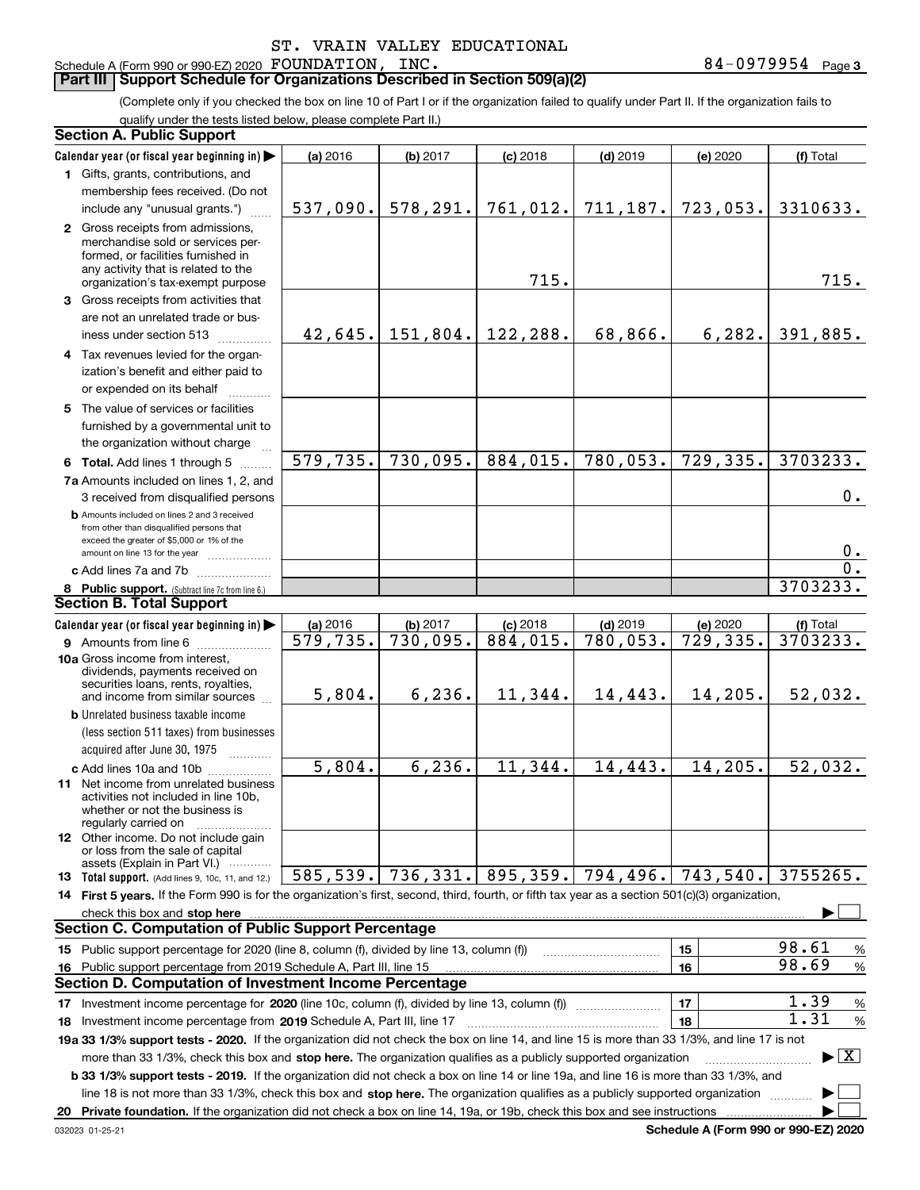ST. VRAIN VALLEY EDUCATIONAL

Schedule A (Form 990 or 990-EZ) 2020 FOUNDATION, INC. 84-0979954 Page 3

## Part III Support Schedule for Organizations Described in Section 509(a)(2)

(Complete only if you checked the box on line 10 of Part I or if the organization failed to qualify under Part II. If the organization fails to qualify under the tests listed below, please complete Part II.)

### Section A. Public Support

| Calendar year (or fiscal year beginning in) ▶ | (a) 2016 | (b) 2017 | (c) 2018 | (d) 2019 | (e) 2020 | (f) Total |
|---|---|---|---|---|---|---|
| 1 Gifts, grants, contributions, and membership fees received. (Do not include any "unusual grants.") | 537,090. | 578,291. | 761,012. | 711,187. | 723,053. | 3310633. |
| 2 Gross receipts from admissions, merchandise sold or services performed, or facilities furnished in any activity that is related to the organization's tax-exempt purpose | | | 715. | | | 715. |
| 3 Gross receipts from activities that are not an unrelated trade or business under section 513 | 42,645. | 151,804. | 122,288. | 68,866. | 6,282. | 391,885. |
| 4 Tax revenues levied for the organization's benefit and either paid to or expended on its behalf | | | | | | |
| 5 The value of services or facilities furnished by a governmental unit to the organization without charge | | | | | | |
| 6 Total. Add lines 1 through 5 | 579,735. | 730,095. | 884,015. | 780,053. | 729,335. | 3703233. |
| 7a Amounts included on lines 1, 2, and 3 received from disqualified persons | | | | | | 0. |
| b Amounts included on lines 2 and 3 received from other than disqualified persons that exceed the greater of $5,000 or 1% of the amount on line 13 for the year | | | | | | 0. |
| c Add lines 7a and 7b | | | | | | 0. |
| 8 Public support. (Subtract line 7c from line 6.) | | | | | | 3703233. |

### Section B. Total Support

| Calendar year (or fiscal year beginning in) ▶ | (a) 2016 | (b) 2017 | (c) 2018 | (d) 2019 | (e) 2020 | (f) Total |
|---|---|---|---|---|---|---|
| 9 Amounts from line 6 | 579,735. | 730,095. | 884,015. | 780,053. | 729,335. | 3703233. |
| 10a Gross income from interest, dividends, payments received on securities loans, rents, royalties, and income from similar sources | 5,804. | 6,236. | 11,344. | 14,443. | 14,205. | 52,032. |
| b Unrelated business taxable income (less section 511 taxes) from businesses acquired after June 30, 1975 | | | | | | |
| c Add lines 10a and 10b | 5,804. | 6,236. | 11,344. | 14,443. | 14,205. | 52,032. |
| 11 Net income from unrelated business activities not included in line 10b, whether or not the business is regularly carried on | | | | | | |
| 12 Other income. Do not include gain or loss from the sale of capital assets (Explain in Part VI.) | | | | | | |
| 13 Total support. (Add lines 9, 10c, 11, and 12.) | 585,539. | 736,331. | 895,359. | 794,496. | 743,540. | 3755265. |

14 First 5 years. If the Form 990 is for the organization's first, second, third, fourth, or fifth tax year as a section 501(c)(3) organization, check this box and stop here ▶ ☐

### Section C. Computation of Public Support Percentage

| | | |
|---|---|---|
| 15 Public support percentage for 2020 (line 8, column (f), divided by line 13, column (f)) | 15 | 98.61 % |
| 16 Public support percentage from 2019 Schedule A, Part III, line 15 | 16 | 98.69 % |

### Section D. Computation of Investment Income Percentage

| | | |
|---|---|---|
| 17 Investment income percentage for 2020 (line 10c, column (f), divided by line 13, column (f)) | 17 | 1.39 % |
| 18 Investment income percentage from 2019 Schedule A, Part III, line 17 | 18 | 1.31 % |

19a 33 1/3% support tests - 2020. If the organization did not check the box on line 14, and line 15 is more than 33 1/3%, and line 17 is not more than 33 1/3%, check this box and stop here. The organization qualifies as a publicly supported organization ▶ ☒

b 33 1/3% support tests - 2019. If the organization did not check a box on line 14 or line 19a, and line 16 is more than 33 1/3%, and line 18 is not more than 33 1/3%, check this box and stop here. The organization qualifies as a publicly supported organization ▶ ☐

20 Private foundation. If the organization did not check a box on line 14, 19a, or 19b, check this box and see instructions ▶ ☐

032023 01-25-21 Schedule A (Form 990 or 990-EZ) 2020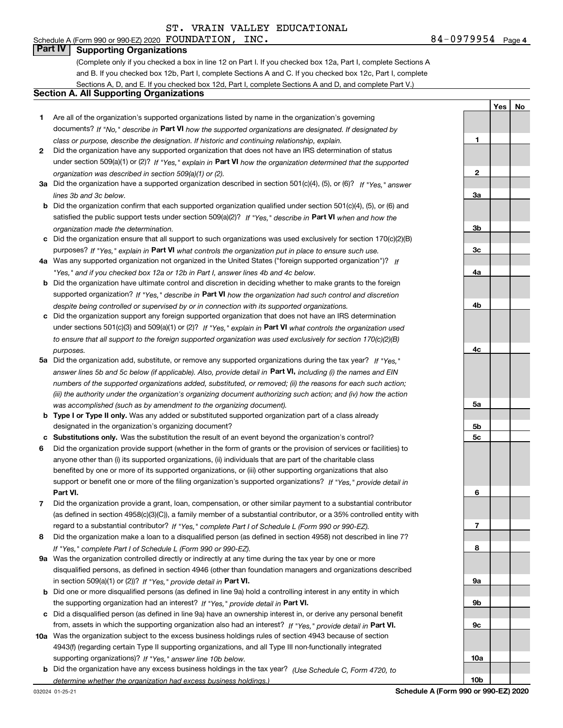ST. VRAIN VALLEY EDUCATIONAL

Schedule A (Form 990 or 990-EZ) 2020 FOUNDATION, INC. 84-0979954 Page 4

## Part IV Supporting Organizations

(Complete only if you checked a box in line 12 on Part I. If you checked box 12a, Part I, complete Sections A and B. If you checked box 12b, Part I, complete Sections A and C. If you checked box 12c, Part I, complete Sections A, D, and E. If you checked box 12d, Part I, complete Sections A and D, and complete Part V.)

### Section A. All Supporting Organizations

| | | | Yes | No |
|---|---|---|---|---|
| **1** | Are all of the organization's supported organizations listed by name in the organization's governing documents? *If "No," describe in* **Part VI** *how the supported organizations are designated. If designated by class or purpose, describe the designation. If historic and continuing relationship, explain.* | 1 | | |
| **2** | Did the organization have any supported organization that does not have an IRS determination of status under section 509(a)(1) or (2)? *If "Yes," explain in* **Part VI** *how the organization determined that the supported organization was described in section 509(a)(1) or (2).* | 2 | | |
| **3a** | Did the organization have a supported organization described in section 501(c)(4), (5), or (6)? *If "Yes," answer lines 3b and 3c below.* | 3a | | |
| **b** | Did the organization confirm that each supported organization qualified under section 501(c)(4), (5), or (6) and satisfied the public support tests under section 509(a)(2)? *If "Yes," describe in* **Part VI** *when and how the organization made the determination.* | 3b | | |
| **c** | Did the organization ensure that all support to such organizations was used exclusively for section 170(c)(2)(B) purposes? *If "Yes," explain in* **Part VI** *what controls the organization put in place to ensure such use.* | 3c | | |
| **4a** | Was any supported organization not organized in the United States ("foreign supported organization")? *If "Yes," and if you checked box 12a or 12b in Part I, answer lines 4b and 4c below.* | 4a | | |
| **b** | Did the organization have ultimate control and discretion in deciding whether to make grants to the foreign supported organization? *If "Yes," describe in* **Part VI** *how the organization had such control and discretion despite being controlled or supervised by or in connection with its supported organizations.* | 4b | | |
| **c** | Did the organization support any foreign supported organization that does not have an IRS determination under sections 501(c)(3) and 509(a)(1) or (2)? *If "Yes," explain in* **Part VI** *what controls the organization used to ensure that all support to the foreign supported organization was used exclusively for section 170(c)(2)(B) purposes.* | 4c | | |
| **5a** | Did the organization add, substitute, or remove any supported organizations during the tax year? *If "Yes," answer lines 5b and 5c below (if applicable). Also, provide detail in* **Part VI,** *including (i) the names and EIN numbers of the supported organizations added, substituted, or removed; (ii) the reasons for each such action; (iii) the authority under the organization's organizing document authorizing such action; and (iv) how the action was accomplished (such as by amendment to the organizing document).* | 5a | | |
| **b** | **Type I or Type II only.** Was any added or substituted supported organization part of a class already designated in the organization's organizing document? | 5b | | |
| **c** | **Substitutions only.** Was the substitution the result of an event beyond the organization's control? | 5c | | |
| **6** | Did the organization provide support (whether in the form of grants or the provision of services or facilities) to anyone other than (i) its supported organizations, (ii) individuals that are part of the charitable class benefited by one or more of its supported organizations, or (iii) other supporting organizations that also support or benefit one or more of the filing organization's supported organizations? *If "Yes," provide detail in* **Part VI.** | 6 | | |
| **7** | Did the organization provide a grant, loan, compensation, or other similar payment to a substantial contributor (as defined in section 4958(c)(3)(C)), a family member of a substantial contributor, or a 35% controlled entity with regard to a substantial contributor? *If "Yes," complete Part I of Schedule L (Form 990 or 990-EZ).* | 7 | | |
| **8** | Did the organization make a loan to a disqualified person (as defined in section 4958) not described in line 7? *If "Yes," complete Part I of Schedule L (Form 990 or 990-EZ).* | 8 | | |
| **9a** | Was the organization controlled directly or indirectly at any time during the tax year by one or more disqualified persons, as defined in section 4946 (other than foundation managers and organizations described in section 509(a)(1) or (2))? *If "Yes," provide detail in* **Part VI.** | 9a | | |
| **b** | Did one or more disqualified persons (as defined in line 9a) hold a controlling interest in any entity in which the supporting organization had an interest? *If "Yes," provide detail in* **Part VI.** | 9b | | |
| **c** | Did a disqualified person (as defined in line 9a) have an ownership interest in, or derive any personal benefit from, assets in which the supporting organization also had an interest? *If "Yes," provide detail in* **Part VI.** | 9c | | |
| **10a** | Was the organization subject to the excess business holdings rules of section 4943 because of section 4943(f) (regarding certain Type II supporting organizations, and all Type III non-functionally integrated supporting organizations)? *If "Yes," answer line 10b below.* | 10a | | |
| **b** | Did the organization have any excess business holdings in the tax year? *(Use Schedule C, Form 4720, to determine whether the organization had excess business holdings.)* | 10b | | |

032024 01-25-21 **Schedule A (Form 990 or 990-EZ) 2020**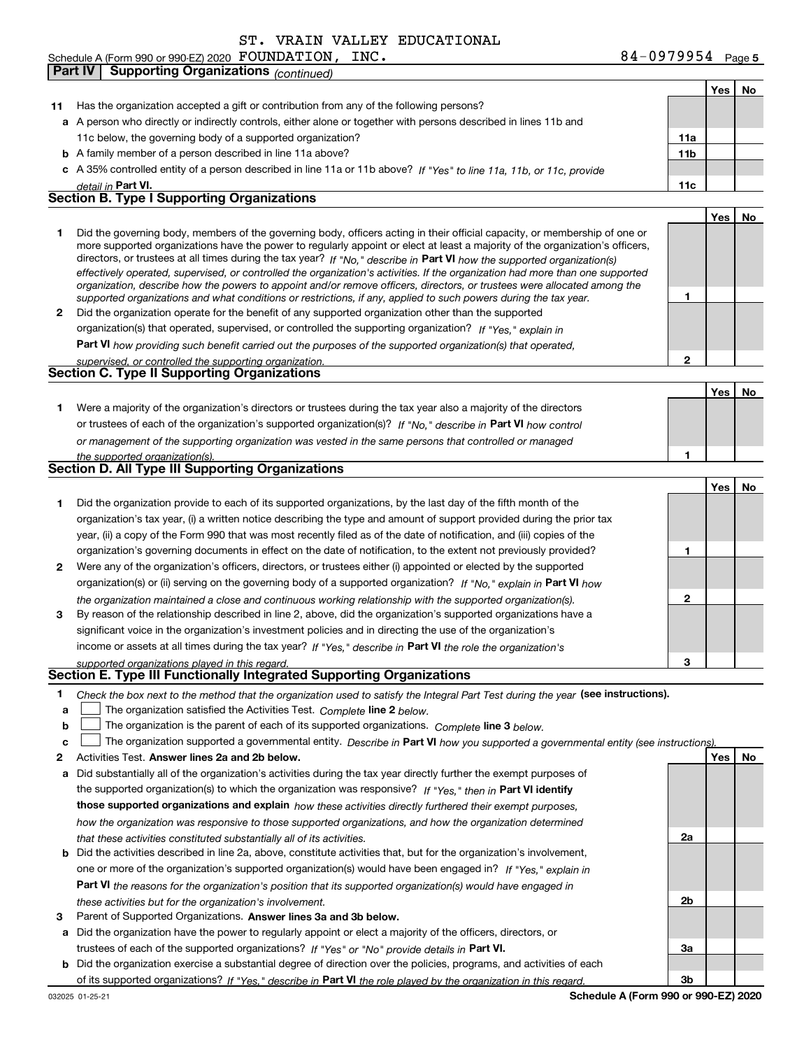Schedule A (Form 990 or 990-EZ) 2020 ST. VRAIN VALLEY EDUCATIONAL FOUNDATION, INC. 84-0979954 Page 5

**Part IV Supporting Organizations** *(continued)*

| | | | Yes | No |
|---|---|---|---|---|
| **11** | Has the organization accepted a gift or contribution from any of the following persons? | | | |
| **a** | A person who directly or indirectly controls, either alone or together with persons described in lines 11b and 11c below, the governing body of a supported organization? | **11a** | | |
| **b** | A family member of a person described in line 11a above? | **11b** | | |
| **c** | A 35% controlled entity of a person described in line 11a or 11b above? *If "Yes" to line 11a, 11b, or 11c, provide detail in* **Part VI.** | **11c** | | |

## Section B. Type I Supporting Organizations

| | | | Yes | No |
|---|---|---|---|---|
| **1** | Did the governing body, members of the governing body, officers acting in their official capacity, or membership of one or more supported organizations have the power to regularly appoint or elect at least a majority of the organization's officers, directors, or trustees at all times during the tax year? *If "No," describe in* **Part VI** *how the supported organization(s) effectively operated, supervised, or controlled the organization's activities. If the organization had more than one supported organization, describe how the powers to appoint and/or remove officers, directors, or trustees were allocated among the supported organizations and what conditions or restrictions, if any, applied to such powers during the tax year.* | **1** | | |
| **2** | Did the organization operate for the benefit of any supported organization other than the supported organization(s) that operated, supervised, or controlled the supporting organization? *If "Yes," explain in* **Part VI** *how providing such benefit carried out the purposes of the supported organization(s) that operated, supervised, or controlled the supporting organization.* | **2** | | |

## Section C. Type II Supporting Organizations

| | | | Yes | No |
|---|---|---|---|---|
| **1** | Were a majority of the organization's directors or trustees during the tax year also a majority of the directors or trustees of each of the organization's supported organization(s)? *If "No," describe in* **Part VI** *how control or management of the supporting organization was vested in the same persons that controlled or managed the supported organization(s).* | **1** | | |

## Section D. All Type III Supporting Organizations

| | | | Yes | No |
|---|---|---|---|---|
| **1** | Did the organization provide to each of its supported organizations, by the last day of the fifth month of the organization's tax year, (i) a written notice describing the type and amount of support provided during the prior tax year, (ii) a copy of the Form 990 that was most recently filed as of the date of notification, and (iii) copies of the organization's governing documents in effect on the date of notification, to the extent not previously provided? | **1** | | |
| **2** | Were any of the organization's officers, directors, or trustees either (i) appointed or elected by the supported organization(s) or (ii) serving on the governing body of a supported organization? *If "No," explain in* **Part VI** *how the organization maintained a close and continuous working relationship with the supported organization(s).* | **2** | | |
| **3** | By reason of the relationship described in line 2, above, did the organization's supported organizations have a significant voice in the organization's investment policies and in directing the use of the organization's income or assets at all times during the tax year? *If "Yes," describe in* **Part VI** *the role the organization's supported organizations played in this regard.* | **3** | | |

## Section E. Type III Functionally Integrated Supporting Organizations

**1** *Check the box next to the method that the organization used to satisfy the Integral Part Test during the year* **(see instructions).**

- **a** ☐ The organization satisfied the Activities Test. *Complete* **line 2** *below.*
- **b** ☐ The organization is the parent of each of its supported organizations. *Complete* **line 3** *below.*
- **c** ☐ The organization supported a governmental entity. *Describe in* **Part VI** *how you supported a governmental entity (see instructions).*

| | | | Yes | No |
|---|---|---|---|---|
| **2** | Activities Test. **Answer lines 2a and 2b below.** | | | |
| **a** | Did substantially all of the organization's activities during the tax year directly further the exempt purposes of the supported organization(s) to which the organization was responsive? *If "Yes," then in* **Part VI identify those supported organizations and explain** *how these activities directly furthered their exempt purposes, how the organization was responsive to those supported organizations, and how the organization determined that these activities constituted substantially all of its activities.* | **2a** | | |
| **b** | Did the activities described in line 2a, above, constitute activities that, but for the organization's involvement, one or more of the organization's supported organization(s) would have been engaged in? *If "Yes," explain in* **Part VI** *the reasons for the organization's position that its supported organization(s) would have engaged in these activities but for the organization's involvement.* | **2b** | | |
| **3** | Parent of Supported Organizations. **Answer lines 3a and 3b below.** | | | |
| **a** | Did the organization have the power to regularly appoint or elect a majority of the officers, directors, or trustees of each of the supported organizations? *If "Yes" or "No" provide details in* **Part VI.** | **3a** | | |
| **b** | Did the organization exercise a substantial degree of direction over the policies, programs, and activities of each of its supported organizations? *If "Yes," describe in* **Part VI** *the role played by the organization in this regard.* | **3b** | | |

032025 01-25-21 **Schedule A (Form 990 or 990-EZ) 2020**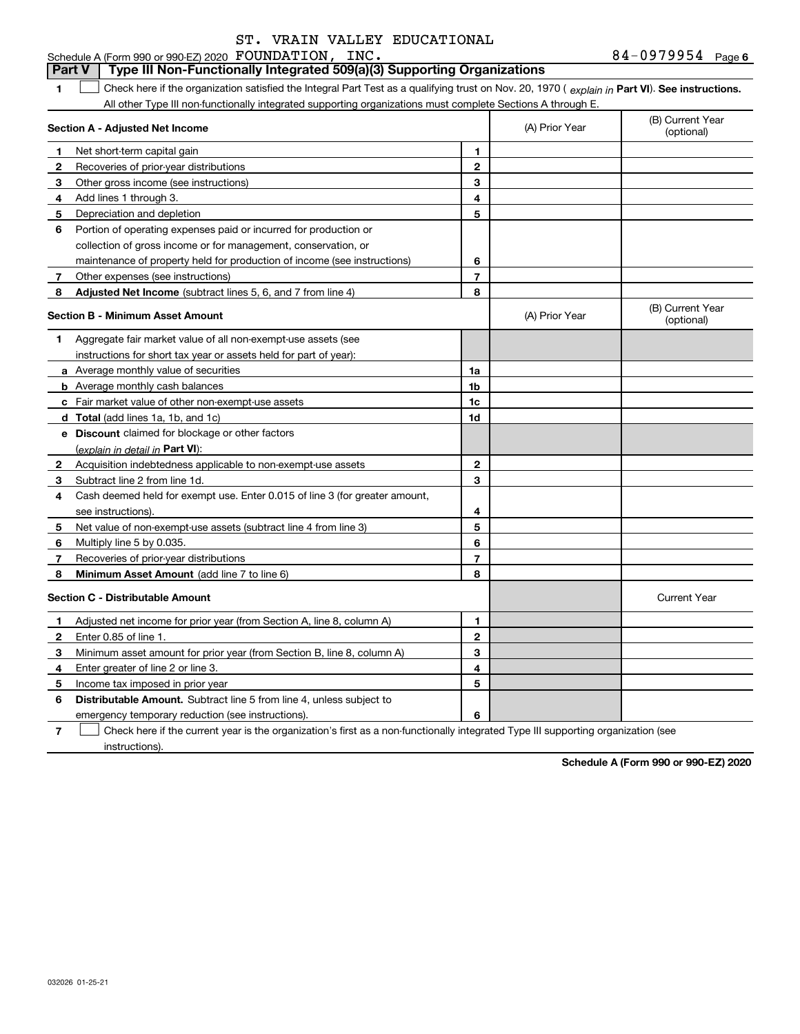Schedule A (Form 990 or 990-EZ) 2020 ST. VRAIN VALLEY EDUCATIONAL FOUNDATION, INC. 84-0979954 Page 6

## Part V Type III Non-Functionally Integrated 509(a)(3) Supporting Organizations

**1** ☐ Check here if the organization satisfied the Integral Part Test as a qualifying trust on Nov. 20, 1970 ( *explain in* **Part VI**). **See instructions.** All other Type III non-functionally integrated supporting organizations must complete Sections A through E.

| **Section A - Adjusted Net Income** | | | (A) Prior Year | (B) Current Year (optional) |
|---|---|---|---|---|
| **1** | Net short-term capital gain | **1** | | |
| **2** | Recoveries of prior-year distributions | **2** | | |
| **3** | Other gross income (see instructions) | **3** | | |
| **4** | Add lines 1 through 3. | **4** | | |
| **5** | Depreciation and depletion | **5** | | |
| **6** | Portion of operating expenses paid or incurred for production or collection of gross income or for management, conservation, or maintenance of property held for production of income (see instructions) | **6** | | |
| **7** | Other expenses (see instructions) | **7** | | |
| **8** | **Adjusted Net Income** (subtract lines 5, 6, and 7 from line 4) | **8** | | |

| **Section B - Minimum Asset Amount** | | | (A) Prior Year | (B) Current Year (optional) |
|---|---|---|---|---|
| **1** | Aggregate fair market value of all non-exempt-use assets (see instructions for short tax year or assets held for part of year): | | | |
| **a** | Average monthly value of securities | **1a** | | |
| **b** | Average monthly cash balances | **1b** | | |
| **c** | Fair market value of other non-exempt-use assets | **1c** | | |
| **d** | **Total** (add lines 1a, 1b, and 1c) | **1d** | | |
| **e** | **Discount** claimed for blockage or other factors (*explain in detail in* **Part VI**): | | | |
| **2** | Acquisition indebtedness applicable to non-exempt-use assets | **2** | | |
| **3** | Subtract line 2 from line 1d. | **3** | | |
| **4** | Cash deemed held for exempt use. Enter 0.015 of line 3 (for greater amount, see instructions). | **4** | | |
| **5** | Net value of non-exempt-use assets (subtract line 4 from line 3) | **5** | | |
| **6** | Multiply line 5 by 0.035. | **6** | | |
| **7** | Recoveries of prior-year distributions | **7** | | |
| **8** | **Minimum Asset Amount** (add line 7 to line 6) | **8** | | |

| **Section C - Distributable Amount** | | | | Current Year |
|---|---|---|---|---|
| **1** | Adjusted net income for prior year (from Section A, line 8, column A) | **1** | | |
| **2** | Enter 0.85 of line 1. | **2** | | |
| **3** | Minimum asset amount for prior year (from Section B, line 8, column A) | **3** | | |
| **4** | Enter greater of line 2 or line 3. | **4** | | |
| **5** | Income tax imposed in prior year | **5** | | |
| **6** | **Distributable Amount.** Subtract line 5 from line 4, unless subject to emergency temporary reduction (see instructions). | **6** | | |

**7** ☐ Check here if the current year is the organization's first as a non-functionally integrated Type III supporting organization (see instructions).

**Schedule A (Form 990 or 990-EZ) 2020**

032026 01-25-21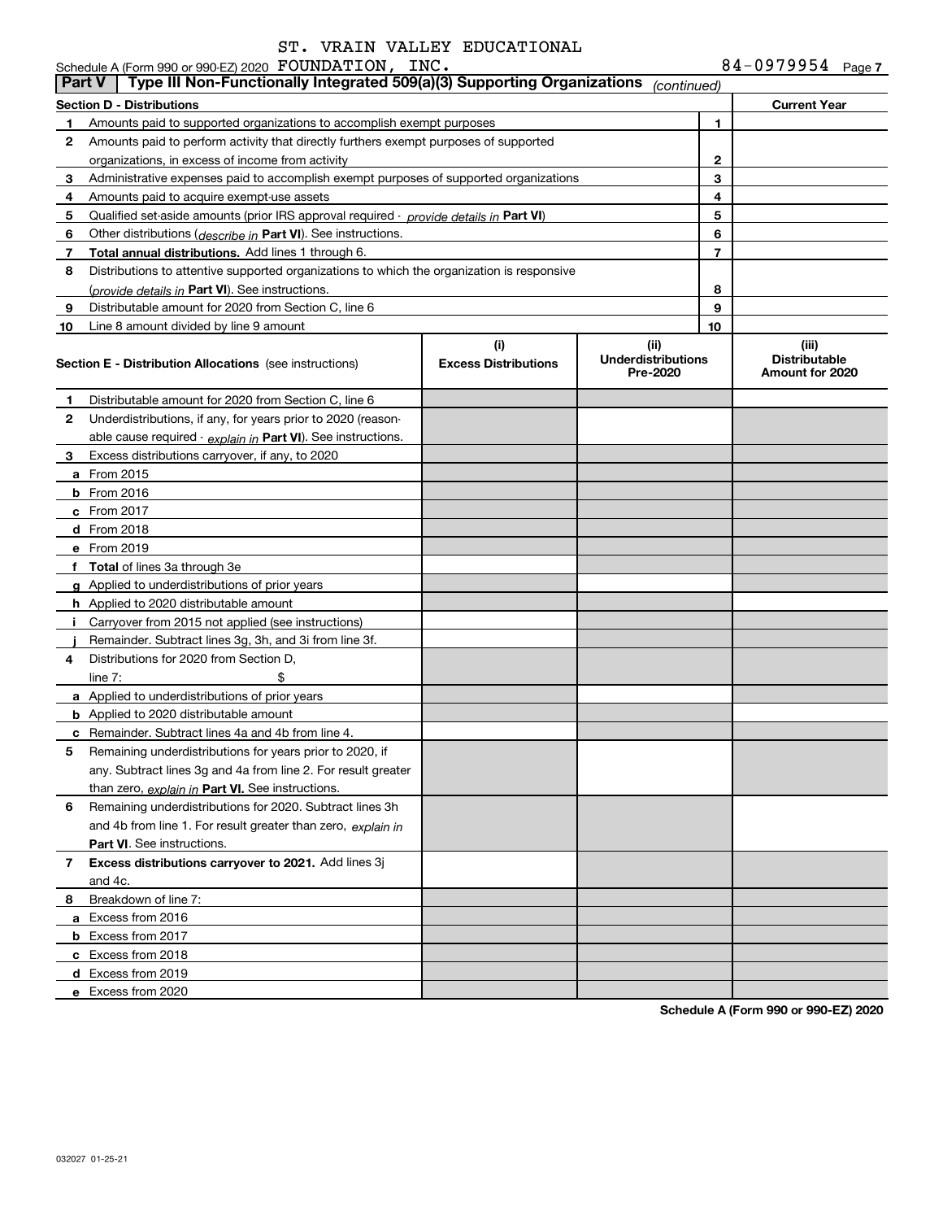ST. VRAIN VALLEY EDUCATIONAL

Schedule A (Form 990 or 990-EZ) 2020 FOUNDATION, INC. 84-0979954 Page 7

**Part V | Type III Non-Functionally Integrated 509(a)(3) Supporting Organizations** *(continued)*

| **Section D - Distributions** | | | **Current Year** |
|---|---|---|---|
| 1 | Amounts paid to supported organizations to accomplish exempt purposes | 1 | |
| 2 | Amounts paid to perform activity that directly furthers exempt purposes of supported organizations, in excess of income from activity | 2 | |
| 3 | Administrative expenses paid to accomplish exempt purposes of supported organizations | 3 | |
| 4 | Amounts paid to acquire exempt-use assets | 4 | |
| 5 | Qualified set-aside amounts (prior IRS approval required - *provide details in* **Part VI**) | 5 | |
| 6 | Other distributions (*describe in* **Part VI**). See instructions. | 6 | |
| 7 | **Total annual distributions.** Add lines 1 through 6. | 7 | |
| 8 | Distributions to attentive supported organizations to which the organization is responsive (*provide details in* **Part VI**). See instructions. | 8 | |
| 9 | Distributable amount for 2020 from Section C, line 6 | 9 | |
| 10 | Line 8 amount divided by line 9 amount | 10 | |

| **Section E - Distribution Allocations** (see instructions) | (i) Excess Distributions | (ii) Underdistributions Pre-2020 | (iii) Distributable Amount for 2020 |
|---|---|---|---|
| **1** Distributable amount for 2020 from Section C, line 6 | | | |
| **2** Underdistributions, if any, for years prior to 2020 (reasonable cause required - *explain in* **Part VI**). See instructions. | | | |
| **3** Excess distributions carryover, if any, to 2020 | | | |
| **a** From 2015 | | | |
| **b** From 2016 | | | |
| **c** From 2017 | | | |
| **d** From 2018 | | | |
| **e** From 2019 | | | |
| **f** **Total** of lines 3a through 3e | | | |
| **g** Applied to underdistributions of prior years | | | |
| **h** Applied to 2020 distributable amount | | | |
| **i** Carryover from 2015 not applied (see instructions) | | | |
| **j** Remainder. Subtract lines 3g, 3h, and 3i from line 3f. | | | |
| **4** Distributions for 2020 from Section D, line 7: $ | | | |
| **a** Applied to underdistributions of prior years | | | |
| **b** Applied to 2020 distributable amount | | | |
| **c** Remainder. Subtract lines 4a and 4b from line 4. | | | |
| **5** Remaining underdistributions for years prior to 2020, if any. Subtract lines 3g and 4a from line 2. For result greater than zero, *explain in* **Part VI.** See instructions. | | | |
| **6** Remaining underdistributions for 2020. Subtract lines 3h and 4b from line 1. For result greater than zero, *explain in* **Part VI**. See instructions. | | | |
| **7** **Excess distributions carryover to 2021.** Add lines 3j and 4c. | | | |
| **8** Breakdown of line 7: | | | |
| **a** Excess from 2016 | | | |
| **b** Excess from 2017 | | | |
| **c** Excess from 2018 | | | |
| **d** Excess from 2019 | | | |
| **e** Excess from 2020 | | | |

**Schedule A (Form 990 or 990-EZ) 2020**

032027 01-25-21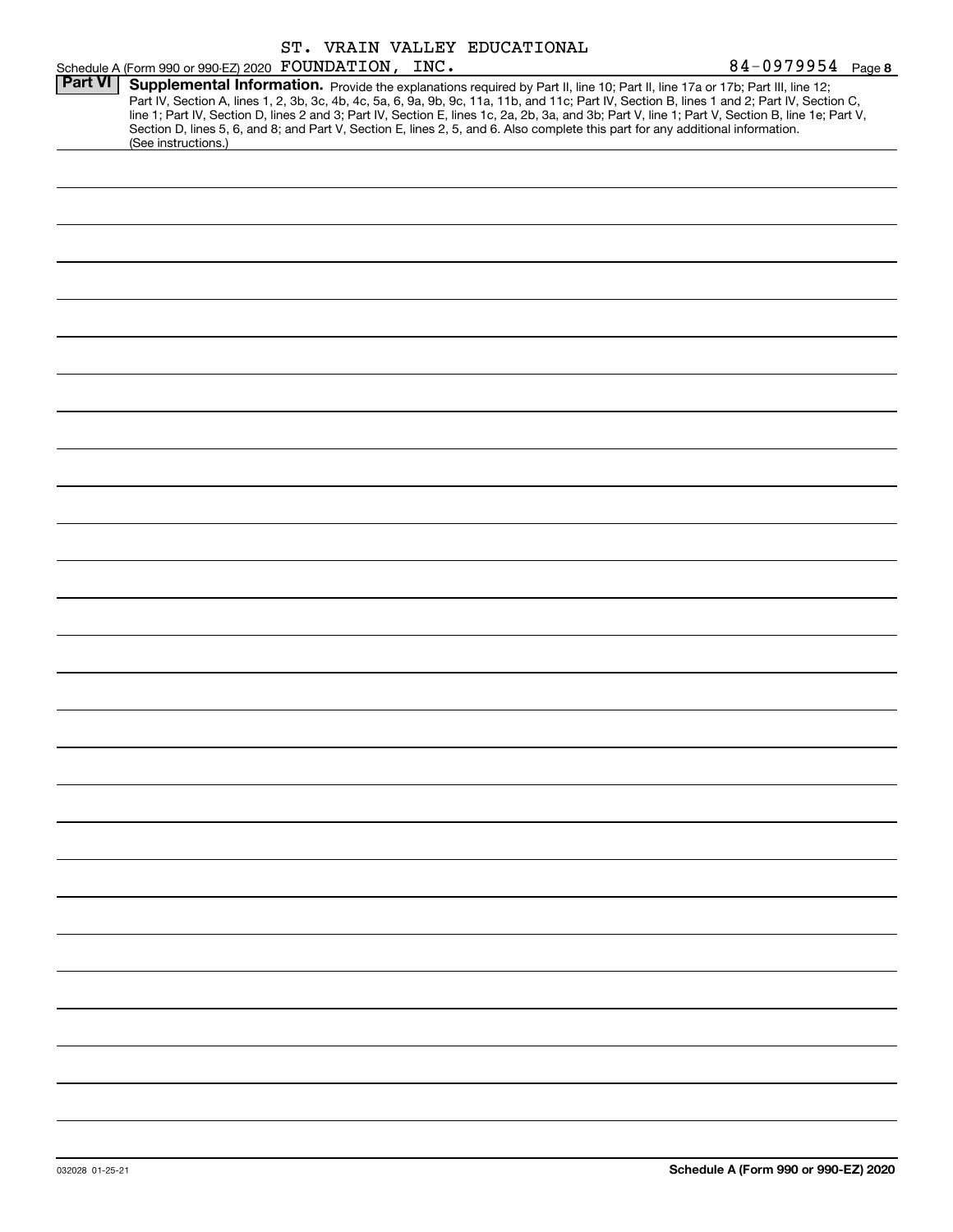ST. VRAIN VALLEY EDUCATIONAL

Schedule A (Form 990 or 990-EZ) 2020 FOUNDATION, INC. 84-0979954 Page **8**

**Part VI** **Supplemental Information.** Provide the explanations required by Part II, line 10; Part II, line 17a or 17b; Part III, line 12; Part IV, Section A, lines 1, 2, 3b, 3c, 4b, 4c, 5a, 6, 9a, 9b, 9c, 11a, 11b, and 11c; Part IV, Section B, lines 1 and 2; Part IV, Section C, line 1; Part IV, Section D, lines 2 and 3; Part IV, Section E, lines 1c, 2a, 2b, 3a, and 3b; Part V, line 1; Part V, Section B, line 1e; Part V, Section D, lines 5, 6, and 8; and Part V, Section E, lines 2, 5, and 6. Also complete this part for any additional information. (See instructions.)

032028 01-25-21

**Schedule A (Form 990 or 990-EZ) 2020**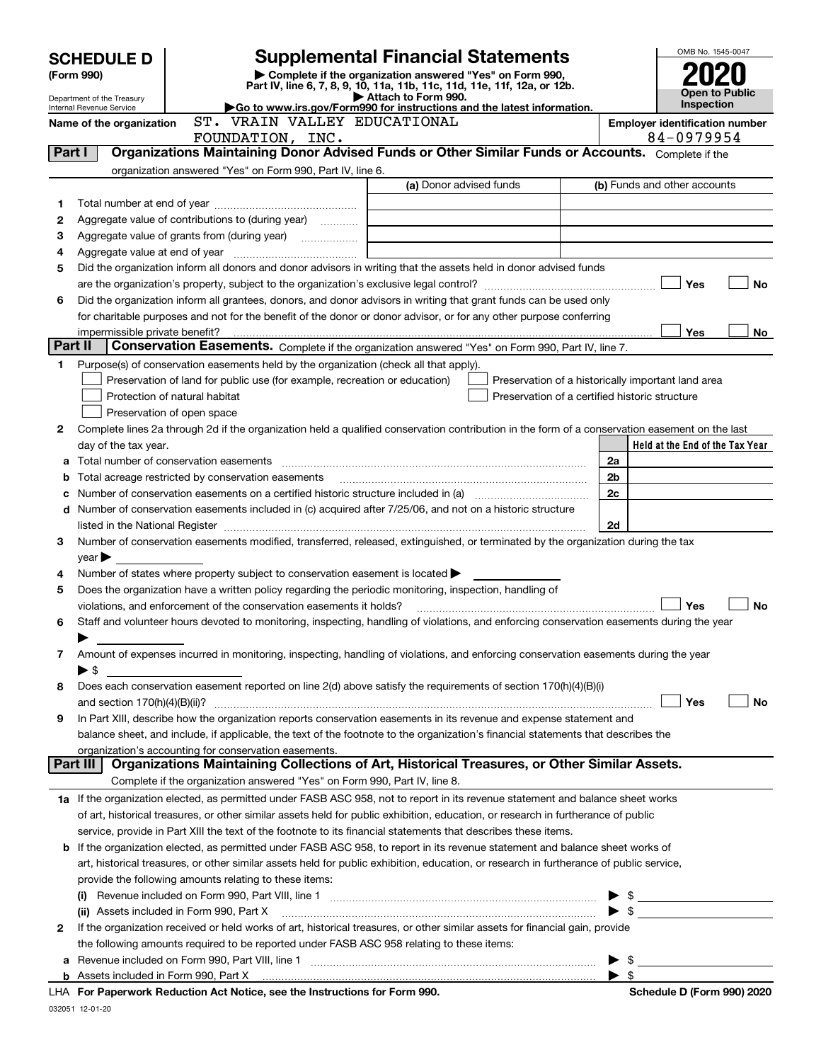# SCHEDULE D (Form 990)

Department of the Treasury
Internal Revenue Service

## Supplemental Financial Statements

▶ Complete if the organization answered "Yes" on Form 990, Part IV, line 6, 7, 8, 9, 10, 11a, 11b, 11c, 11d, 11e, 11f, 12a, or 12b.
▶ Attach to Form 990.
▶Go to www.irs.gov/Form990 for instructions and the latest information.

OMB No. 1545-0047
**2020**
**Open to Public Inspection**

Name of the organization: ST. VRAIN VALLEY EDUCATIONAL FOUNDATION, INC.

Employer identification number: 84-0979954

### Part I — Organizations Maintaining Donor Advised Funds or Other Similar Funds or Accounts.
Complete if the organization answered "Yes" on Form 990, Part IV, line 6.

| | | (a) Donor advised funds | (b) Funds and other accounts |
|---|---|---|---|
| 1 | Total number at end of year | | |
| 2 | Aggregate value of contributions to (during year) | | |
| 3 | Aggregate value of grants from (during year) | | |
| 4 | Aggregate value at end of year | | |

5 Did the organization inform all donors and donor advisors in writing that the assets held in donor advised funds are the organization's property, subject to the organization's exclusive legal control? ☐ Yes ☐ No

6 Did the organization inform all grantees, donors, and donor advisors in writing that grant funds can be used only for charitable purposes and not for the benefit of the donor or donor advisor, or for any other purpose conferring impermissible private benefit? ☐ Yes ☐ No

### Part II — Conservation Easements.
Complete if the organization answered "Yes" on Form 990, Part IV, line 7.

1 Purpose(s) of conservation easements held by the organization (check all that apply).
- ☐ Preservation of land for public use (for example, recreation or education)
- ☐ Protection of natural habitat
- ☐ Preservation of open space
- ☐ Preservation of a historically important land area
- ☐ Preservation of a certified historic structure

2 Complete lines 2a through 2d if the organization held a qualified conservation contribution in the form of a conservation easement on the last day of the tax year.

| | | | Held at the End of the Tax Year |
|---|---|---|---|
| a | Total number of conservation easements | 2a | |
| b | Total acreage restricted by conservation easements | 2b | |
| c | Number of conservation easements on a certified historic structure included in (a) | 2c | |
| d | Number of conservation easements included in (c) acquired after 7/25/06, and not on a historic structure listed in the National Register | 2d | |

3 Number of conservation easements modified, transferred, released, extinguished, or terminated by the organization during the tax year ▶

4 Number of states where property subject to conservation easement is located ▶

5 Does the organization have a written policy regarding the periodic monitoring, inspection, handling of violations, and enforcement of the conservation easements it holds? ☐ Yes ☐ No

6 Staff and volunteer hours devoted to monitoring, inspecting, handling of violations, and enforcing conservation easements during the year ▶

7 Amount of expenses incurred in monitoring, inspecting, handling of violations, and enforcing conservation easements during the year ▶ $

8 Does each conservation easement reported on line 2(d) above satisfy the requirements of section 170(h)(4)(B)(i) and section 170(h)(4)(B)(ii)? ☐ Yes ☐ No

9 In Part XIII, describe how the organization reports conservation easements in its revenue and expense statement and balance sheet, and include, if applicable, the text of the footnote to the organization's financial statements that describes the organization's accounting for conservation easements.

### Part III — Organizations Maintaining Collections of Art, Historical Treasures, or Other Similar Assets.
Complete if the organization answered "Yes" on Form 990, Part IV, line 8.

1a If the organization elected, as permitted under FASB ASC 958, not to report in its revenue statement and balance sheet works of art, historical treasures, or other similar assets held for public exhibition, education, or research in furtherance of public service, provide in Part XIII the text of the footnote to its financial statements that describes these items.

b If the organization elected, as permitted under FASB ASC 958, to report in its revenue statement and balance sheet works of art, historical treasures, or other similar assets held for public exhibition, education, or research in furtherance of public service, provide the following amounts relating to these items:

(i) Revenue included on Form 990, Part VIII, line 1 ▶ $

(ii) Assets included in Form 990, Part X ▶ $

2 If the organization received or held works of art, historical treasures, or other similar assets for financial gain, provide the following amounts required to be reported under FASB ASC 958 relating to these items:

a Revenue included on Form 990, Part VIII, line 1 ▶ $

b Assets included in Form 990, Part X ▶ $

LHA For Paperwork Reduction Act Notice, see the Instructions for Form 990. — Schedule D (Form 990) 2020

032051 12-01-20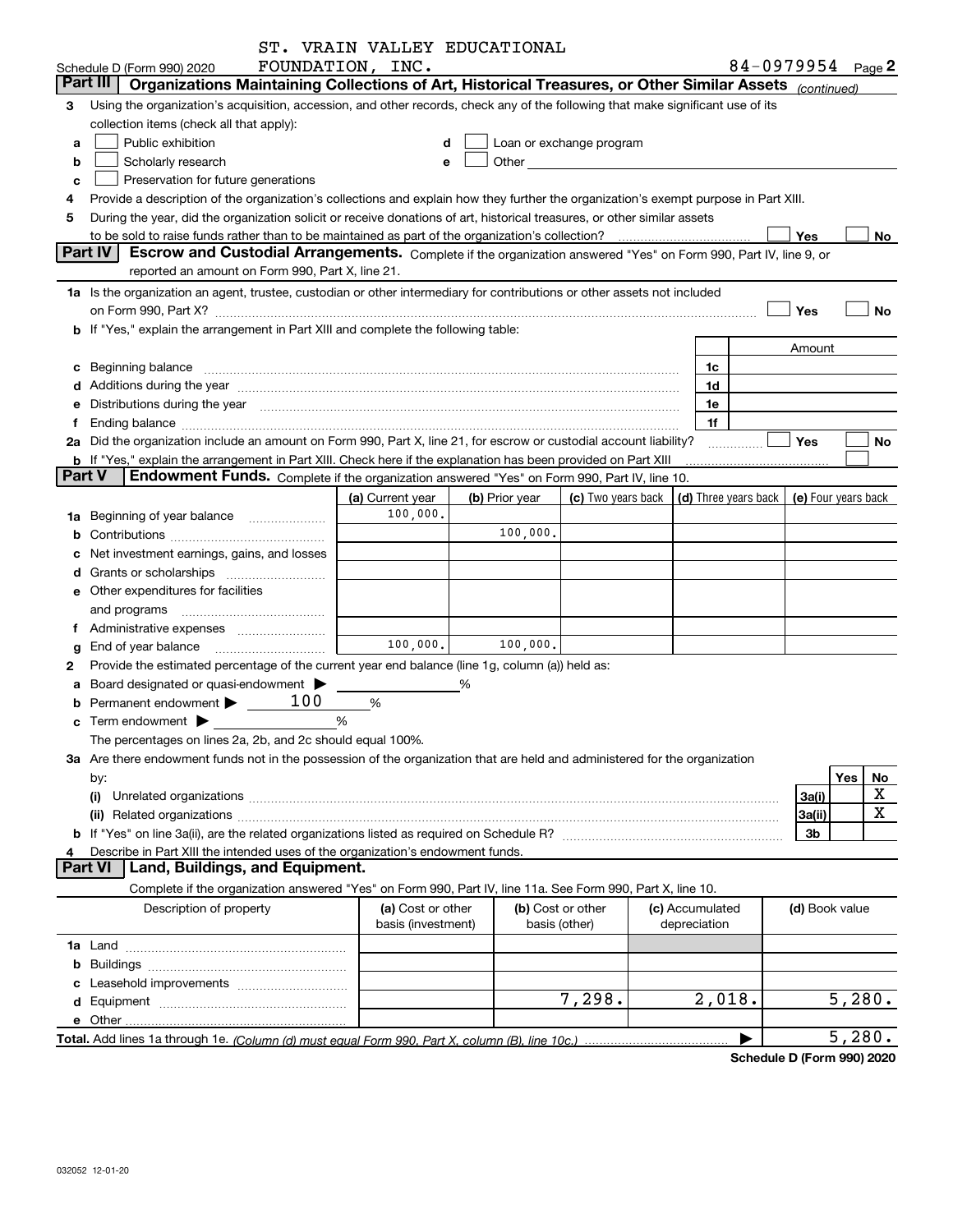ST. VRAIN VALLEY EDUCATIONAL FOUNDATION, INC. 84-0979954

Schedule D (Form 990) 2020 Page 2

## Part III | Organizations Maintaining Collections of Art, Historical Treasures, or Other Similar Assets *(continued)*

**3** Using the organization's acquisition, accession, and other records, check any of the following that make significant use of its collection items (check all that apply):

- **a** ☐ Public exhibition
- **b** ☐ Scholarly research
- **c** ☐ Preservation for future generations
- **d** ☐ Loan or exchange program
- **e** ☐ Other

**4** Provide a description of the organization's collections and explain how they further the organization's exempt purpose in Part XIII.

**5** During the year, did the organization solicit or receive donations of art, historical treasures, or other similar assets to be sold to raise funds rather than to be maintained as part of the organization's collection? ☐ Yes ☐ No

## Part IV | Escrow and Custodial Arrangements.

Complete if the organization answered "Yes" on Form 990, Part IV, line 9, or reported an amount on Form 990, Part X, line 21.

**1a** Is the organization an agent, trustee, custodian or other intermediary for contributions or other assets not included on Form 990, Part X? ☐ Yes ☐ No

**b** If "Yes," explain the arrangement in Part XIII and complete the following table:

| | | Amount |
|---|---|---|
| **c** Beginning balance | 1c | |
| **d** Additions during the year | 1d | |
| **e** Distributions during the year | 1e | |
| **f** Ending balance | 1f | |

**2a** Did the organization include an amount on Form 990, Part X, line 21, for escrow or custodial account liability? ☐ Yes ☐ No

**b** If "Yes," explain the arrangement in Part XIII. Check here if the explanation has been provided on Part XIII ☐

## Part V | Endowment Funds.

Complete if the organization answered "Yes" on Form 990, Part IV, line 10.

| | (a) Current year | (b) Prior year | (c) Two years back | (d) Three years back | (e) Four years back |
|---|---|---|---|---|---|
| **1a** Beginning of year balance | 100,000. | | | | |
| **b** Contributions | | 100,000. | | | |
| **c** Net investment earnings, gains, and losses | | | | | |
| **d** Grants or scholarships | | | | | |
| **e** Other expenditures for facilities and programs | | | | | |
| **f** Administrative expenses | | | | | |
| **g** End of year balance | 100,000. | 100,000. | | | |

**2** Provide the estimated percentage of the current year end balance (line 1g, column (a)) held as:

- **a** Board designated or quasi-endowment ▶ ______ %
- **b** Permanent endowment ▶ 100 %
- **c** Term endowment ▶ ______ %

The percentages on lines 2a, 2b, and 2c should equal 100%.

**3a** Are there endowment funds not in the possession of the organization that are held and administered for the organization by:

| | | Yes | No |
|---|---|---|---|
| **(i)** Unrelated organizations | 3a(i) | | X |
| **(ii)** Related organizations | 3a(ii) | | X |
| **b** If "Yes" on line 3a(ii), are the related organizations listed as required on Schedule R? | 3b | | |

**4** Describe in Part XIII the intended uses of the organization's endowment funds.

## Part VI | Land, Buildings, and Equipment.

Complete if the organization answered "Yes" on Form 990, Part IV, line 11a. See Form 990, Part X, line 10.

| Description of property | (a) Cost or other basis (investment) | (b) Cost or other basis (other) | (c) Accumulated depreciation | (d) Book value |
|---|---|---|---|---|
| **1a** Land | | | | |
| **b** Buildings | | | | |
| **c** Leasehold improvements | | | | |
| **d** Equipment | | 7,298. | 2,018. | 5,280. |
| **e** Other | | | | |
| **Total.** Add lines 1a through 1e. *(Column (d) must equal Form 990, Part X, column (B), line 10c.)* | | | | 5,280. |

**Schedule D (Form 990) 2020**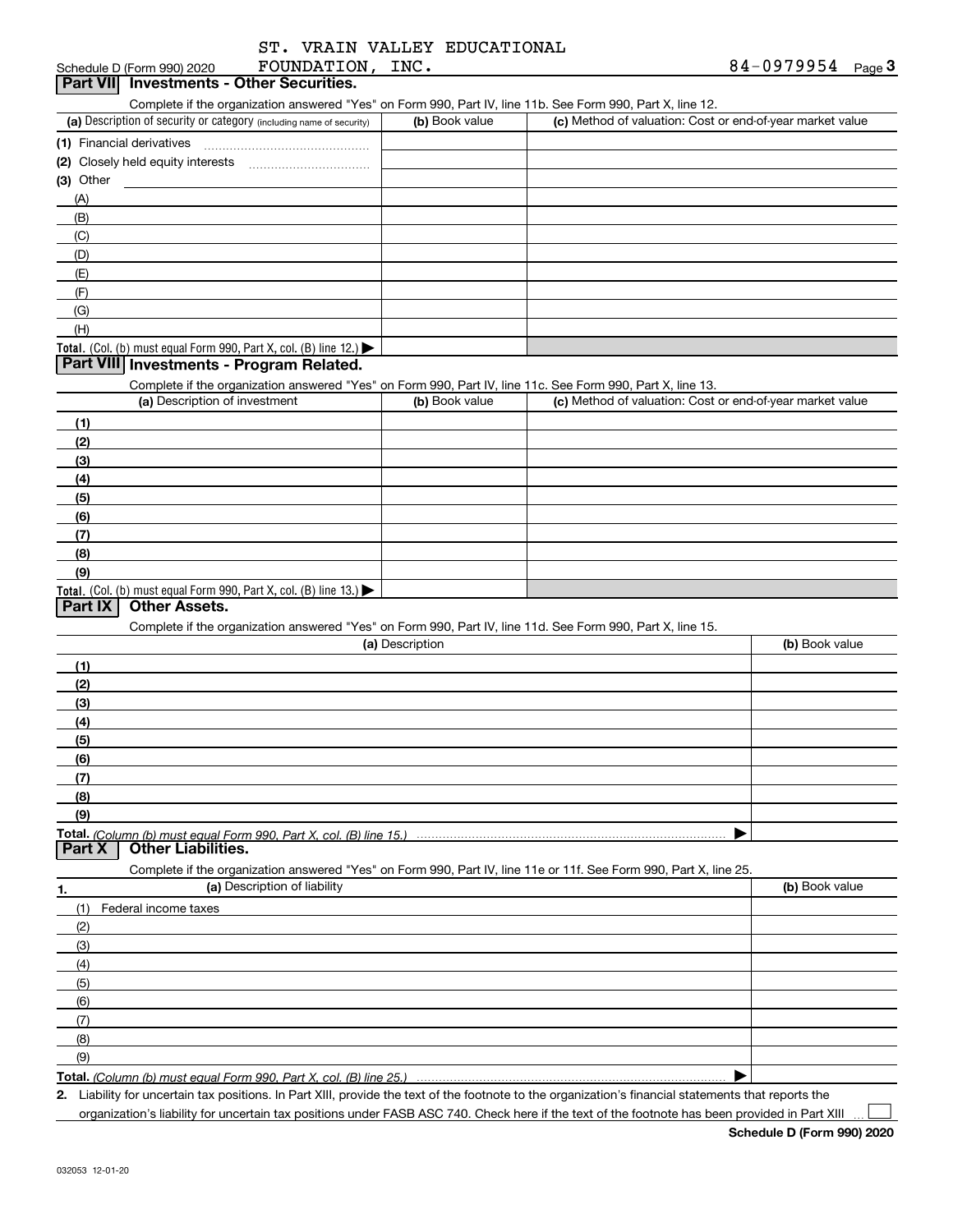ST. VRAIN VALLEY EDUCATIONAL FOUNDATION, INC. 84-0979954

Schedule D (Form 990) 2020

## Part VII Investments - Other Securities.

Complete if the organization answered "Yes" on Form 990, Part IV, line 11b. See Form 990, Part X, line 12.

| (a) Description of security or category (including name of security) | (b) Book value | (c) Method of valuation: Cost or end-of-year market value |
|---|---|---|
| (1) Financial derivatives | | |
| (2) Closely held equity interests | | |
| (3) Other | | |
| (A) | | |
| (B) | | |
| (C) | | |
| (D) | | |
| (E) | | |
| (F) | | |
| (G) | | |
| (H) | | |
| **Total.** (Col. (b) must equal Form 990, Part X, col. (B) line 12.) | | |

## Part VIII Investments - Program Related.

Complete if the organization answered "Yes" on Form 990, Part IV, line 11c. See Form 990, Part X, line 13.

| (a) Description of investment | (b) Book value | (c) Method of valuation: Cost or end-of-year market value |
|---|---|---|
| (1) | | |
| (2) | | |
| (3) | | |
| (4) | | |
| (5) | | |
| (6) | | |
| (7) | | |
| (8) | | |
| (9) | | |
| **Total.** (Col. (b) must equal Form 990, Part X, col. (B) line 13.) | | |

## Part IX Other Assets.

Complete if the organization answered "Yes" on Form 990, Part IV, line 11d. See Form 990, Part X, line 15.

| (a) Description | (b) Book value |
|---|---|
| (1) | |
| (2) | |
| (3) | |
| (4) | |
| (5) | |
| (6) | |
| (7) | |
| (8) | |
| (9) | |
| **Total.** *(Column (b) must equal Form 990, Part X, col. (B) line 15.)* | |

## Part X Other Liabilities.

Complete if the organization answered "Yes" on Form 990, Part IV, line 11e or 11f. See Form 990, Part X, line 25.

| 1. (a) Description of liability | (b) Book value |
|---|---|
| (1) Federal income taxes | |
| (2) | |
| (3) | |
| (4) | |
| (5) | |
| (6) | |
| (7) | |
| (8) | |
| (9) | |
| **Total.** *(Column (b) must equal Form 990, Part X, col. (B) line 25.)* | |

2. Liability for uncertain tax positions. In Part XIII, provide the text of the footnote to the organization's financial statements that reports the organization's liability for uncertain tax positions under FASB ASC 740. Check here if the text of the footnote has been provided in Part XIII ☐

Schedule D (Form 990) 2020

032053 12-01-20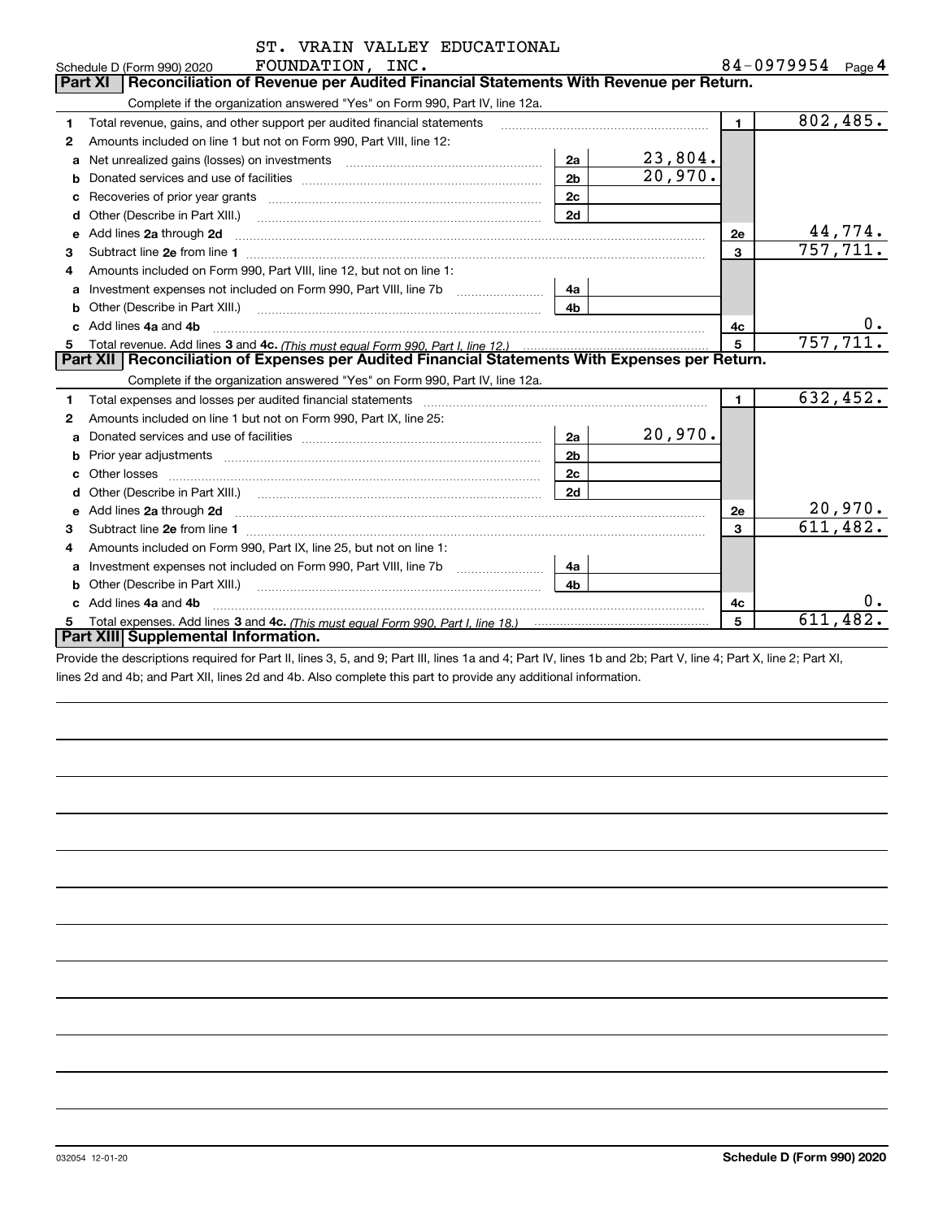ST. VRAIN VALLEY EDUCATIONAL FOUNDATION, INC. 84-0979954

Schedule D (Form 990) 2020 Page 4

## Part XI Reconciliation of Revenue per Audited Financial Statements With Revenue per Return.

Complete if the organization answered "Yes" on Form 990, Part IV, line 12a.

| | | | | | |
|---|---|---|---|---|---|
| 1 | Total revenue, gains, and other support per audited financial statements | | | 1 | 802,485. |
| 2 | Amounts included on line 1 but not on Form 990, Part VIII, line 12: | | | | |
| a | Net unrealized gains (losses) on investments | 2a | 23,804. | | |
| b | Donated services and use of facilities | 2b | 20,970. | | |
| c | Recoveries of prior year grants | 2c | | | |
| d | Other (Describe in Part XIII.) | 2d | | | |
| e | Add lines **2a** through **2d** | | | 2e | 44,774. |
| 3 | Subtract line **2e** from line **1** | | | 3 | 757,711. |
| 4 | Amounts included on Form 990, Part VIII, line 12, but not on line 1: | | | | |
| a | Investment expenses not included on Form 990, Part VIII, line 7b | 4a | | | |
| b | Other (Describe in Part XIII.) | 4b | | | |
| c | Add lines **4a** and **4b** | | | 4c | 0. |
| 5 | Total revenue. Add lines **3** and **4c.** *(This must equal Form 990, Part I, line 12.)* | | | 5 | 757,711. |

## Part XII Reconciliation of Expenses per Audited Financial Statements With Expenses per Return.

Complete if the organization answered "Yes" on Form 990, Part IV, line 12a.

| | | | | | |
|---|---|---|---|---|---|
| 1 | Total expenses and losses per audited financial statements | | | 1 | 632,452. |
| 2 | Amounts included on line 1 but not on Form 990, Part IX, line 25: | | | | |
| a | Donated services and use of facilities | 2a | 20,970. | | |
| b | Prior year adjustments | 2b | | | |
| c | Other losses | 2c | | | |
| d | Other (Describe in Part XIII.) | 2d | | | |
| e | Add lines **2a** through **2d** | | | 2e | 20,970. |
| 3 | Subtract line **2e** from line **1** | | | 3 | 611,482. |
| 4 | Amounts included on Form 990, Part IX, line 25, but not on line 1: | | | | |
| a | Investment expenses not included on Form 990, Part VIII, line 7b | 4a | | | |
| b | Other (Describe in Part XIII.) | 4b | | | |
| c | Add lines **4a** and **4b** | | | 4c | 0. |
| 5 | Total expenses. Add lines **3** and **4c.** *(This must equal Form 990, Part I, line 18.)* | | | 5 | 611,482. |

## Part XIII Supplemental Information.

Provide the descriptions required for Part II, lines 3, 5, and 9; Part III, lines 1a and 4; Part IV, lines 1b and 2b; Part V, line 4; Part X, line 2; Part XI, lines 2d and 4b; and Part XII, lines 2d and 4b. Also complete this part to provide any additional information.

032054 12-01-20 **Schedule D (Form 990) 2020**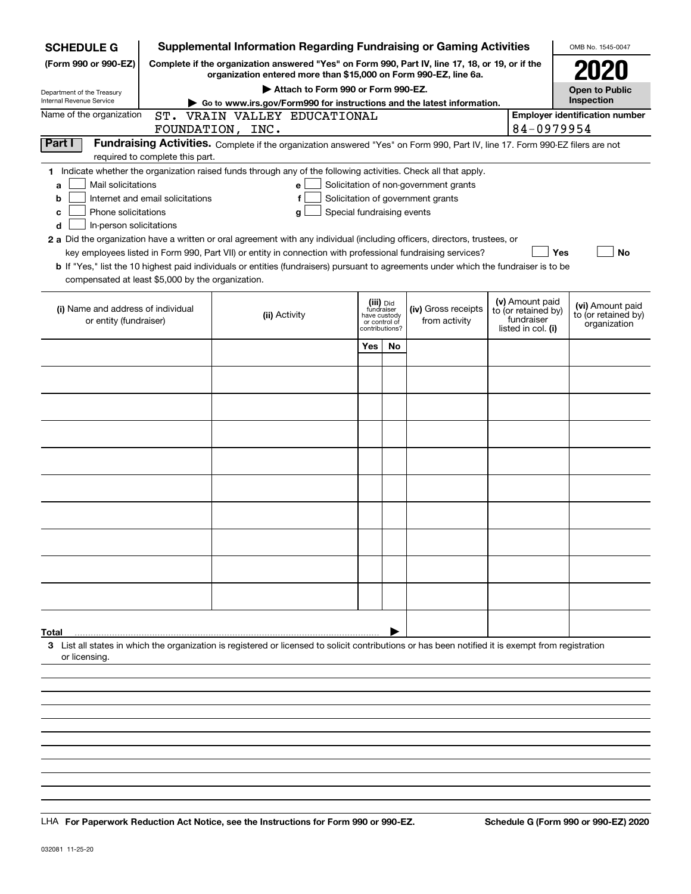**SCHEDULE G**
**(Form 990 or 990-EZ)**

Department of the Treasury
Internal Revenue Service

# Supplemental Information Regarding Fundraising or Gaming Activities

**Complete if the organization answered "Yes" on Form 990, Part IV, line 17, 18, or 19, or if the organization entered more than $15,000 on Form 990-EZ, line 6a.**

▶ **Attach to Form 990 or Form 990-EZ.**

▶ **Go to www.irs.gov/Form990 for instructions and the latest information.**

OMB No. 1545-0047

**2020**

**Open to Public Inspection**

Name of the organization: ST. VRAIN VALLEY EDUCATIONAL FOUNDATION, INC.

**Employer identification number**: 84-0979954

**Part I** **Fundraising Activities.** Complete if the organization answered "Yes" on Form 990, Part IV, line 17. Form 990-EZ filers are not required to complete this part.

**1** Indicate whether the organization raised funds through any of the following activities. Check all that apply.

- **a** ☐ Mail solicitations
- **b** ☐ Internet and email solicitations
- **c** ☐ Phone solicitations
- **d** ☐ In-person solicitations
- **e** ☐ Solicitation of non-government grants
- **f** ☐ Solicitation of government grants
- **g** ☐ Special fundraising events

**2 a** Did the organization have a written or oral agreement with any individual (including officers, directors, trustees, or key employees listed in Form 990, Part VII) or entity in connection with professional fundraising services? ☐ **Yes** ☐ **No**

**b** If "Yes," list the 10 highest paid individuals or entities (fundraisers) pursuant to agreements under which the fundraiser is to be compensated at least $5,000 by the organization.

| (i) Name and address of individual or entity (fundraiser) | (ii) Activity | (iii) Did fundraiser have custody or control of contributions? Yes | No | (iv) Gross receipts from activity | (v) Amount paid to (or retained by) fundraiser listed in col. (i) | (vi) Amount paid to (or retained by) organization |
|---|---|---|---|---|---|---|
| | | | | | | |
| | | | | | | |
| | | | | | | |
| | | | | | | |
| | | | | | | |
| | | | | | | |
| | | | | | | |
| | | | | | | |
| | | | | | | |
| | | | | | | |
| **Total** ▶ | | | | | | |

**3** List all states in which the organization is registered or licensed to solicit contributions or has been notified it is exempt from registration or licensing.

LHA **For Paperwork Reduction Act Notice, see the Instructions for Form 990 or 990-EZ.** **Schedule G (Form 990 or 990-EZ) 2020**

032081 11-25-20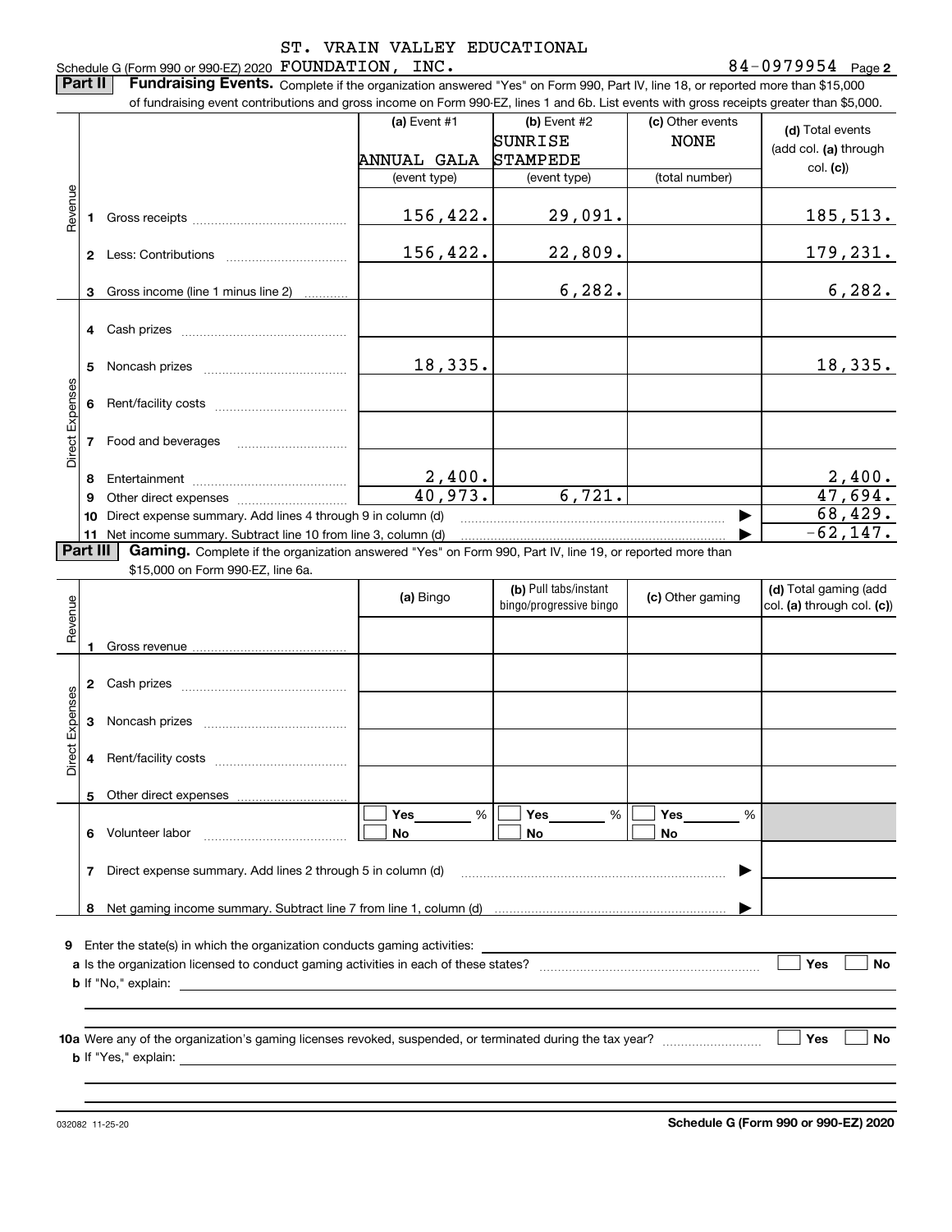ST. VRAIN VALLEY EDUCATIONAL

Schedule G (Form 990 or 990-EZ) 2020 FOUNDATION, INC. 84-0979954 Page 2

**Part II** **Fundraising Events.** Complete if the organization answered "Yes" on Form 990, Part IV, line 18, or reported more than $15,000 of fundraising event contributions and gross income on Form 990-EZ, lines 1 and 6b. List events with gross receipts greater than $5,000.

| | | | (a) Event #1 ANNUAL GALA (event type) | (b) Event #2 SUNRISE STAMPEDE (event type) | (c) Other events NONE (total number) | (d) Total events (add col. (a) through col. (c)) |
|---|---|---|---|---|---|---|
| Revenue | 1 | Gross receipts | 156,422. | 29,091. | | 185,513. |
| | 2 | Less: Contributions | 156,422. | 22,809. | | 179,231. |
| | 3 | Gross income (line 1 minus line 2) | | 6,282. | | 6,282. |
| Direct Expenses | 4 | Cash prizes | | | | |
| | 5 | Noncash prizes | 18,335. | | | 18,335. |
| | 6 | Rent/facility costs | | | | |
| | 7 | Food and beverages | | | | |
| | 8 | Entertainment | 2,400. | | | 2,400. |
| | 9 | Other direct expenses | 40,973. | 6,721. | | 47,694. |
| | 10 | Direct expense summary. Add lines 4 through 9 in column (d) | | | | 68,429. |
| | 11 | Net income summary. Subtract line 10 from line 3, column (d) | | | | -62,147. |

**Part III** **Gaming.** Complete if the organization answered "Yes" on Form 990, Part IV, line 19, or reported more than $15,000 on Form 990-EZ, line 6a.

| | | | (a) Bingo | (b) Pull tabs/instant bingo/progressive bingo | (c) Other gaming | (d) Total gaming (add col. (a) through col. (c)) |
|---|---|---|---|---|---|---|
| Revenue | 1 | Gross revenue | | | | |
| Direct Expenses | 2 | Cash prizes | | | | |
| | 3 | Noncash prizes | | | | |
| | 4 | Rent/facility costs | | | | |
| | 5 | Other direct expenses | | | | |
| | 6 | Volunteer labor | ☐ Yes ___ % ☐ No | ☐ Yes ___ % ☐ No | ☐ Yes ___ % ☐ No | |
| | 7 | Direct expense summary. Add lines 2 through 5 in column (d) | | | | |
| | 8 | Net gaming income summary. Subtract line 7 from line 1, column (d) | | | | |

**9** Enter the state(s) in which the organization conducts gaming activities: ____________

**a** Is the organization licensed to conduct gaming activities in each of these states? ☐ Yes ☐ No

**b** If "No," explain: ____________

**10a** Were any of the organization's gaming licenses revoked, suspended, or terminated during the tax year? ☐ Yes ☐ No

**b** If "Yes," explain: ____________

032082 11-25-20

**Schedule G (Form 990 or 990-EZ) 2020**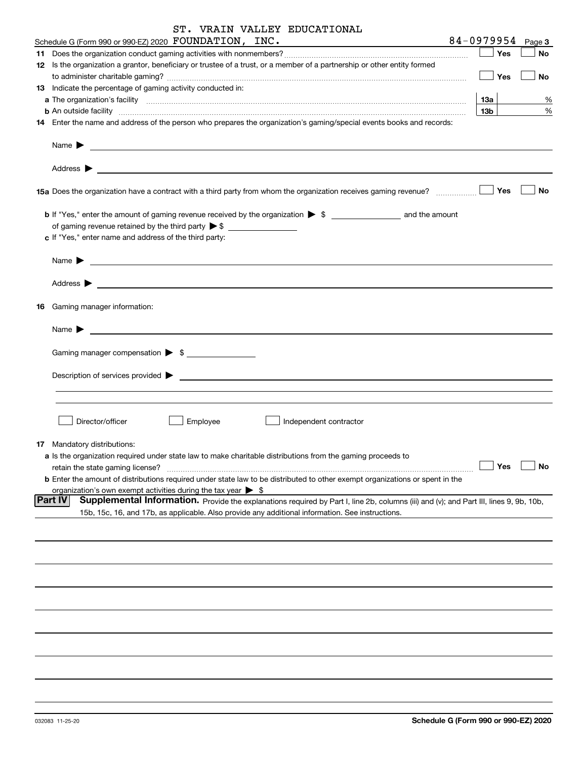ST. VRAIN VALLEY EDUCATIONAL

Schedule G (Form 990 or 990-EZ) 2020 FOUNDATION, INC. 84-0979954 Page **3**

**11** Does the organization conduct gaming activities with nonmembers? ☐ Yes ☐ No

**12** Is the organization a grantor, beneficiary or trustee of a trust, or a member of a partnership or other entity formed to administer charitable gaming? ☐ Yes ☐ No

**13** Indicate the percentage of gaming activity conducted in:

**a** The organization's facility **13a** %

**b** An outside facility **13b** %

**14** Enter the name and address of the person who prepares the organization's gaming/special events books and records:

Name ▶

Address ▶

**15a** Does the organization have a contract with a third party from whom the organization receives gaming revenue? ☐ Yes ☐ No

**b** If "Yes," enter the amount of gaming revenue received by the organization ▶ $ ______ and the amount of gaming revenue retained by the third party ▶ $ ______

**c** If "Yes," enter name and address of the third party:

Name ▶

Address ▶

**16** Gaming manager information:

Name ▶

Gaming manager compensation ▶ $ ______

Description of services provided ▶

☐ Director/officer ☐ Employee ☐ Independent contractor

**17** Mandatory distributions:

**a** Is the organization required under state law to make charitable distributions from the gaming proceeds to retain the state gaming license? ☐ Yes ☐ No

**b** Enter the amount of distributions required under state law to be distributed to other exempt organizations or spent in the organization's own exempt activities during the tax year ▶ $

**Part IV** **Supplemental Information.** Provide the explanations required by Part I, line 2b, columns (iii) and (v); and Part III, lines 9, 9b, 10b, 15b, 15c, 16, and 17b, as applicable. Also provide any additional information. See instructions.

032083 11-25-20 **Schedule G (Form 990 or 990-EZ) 2020**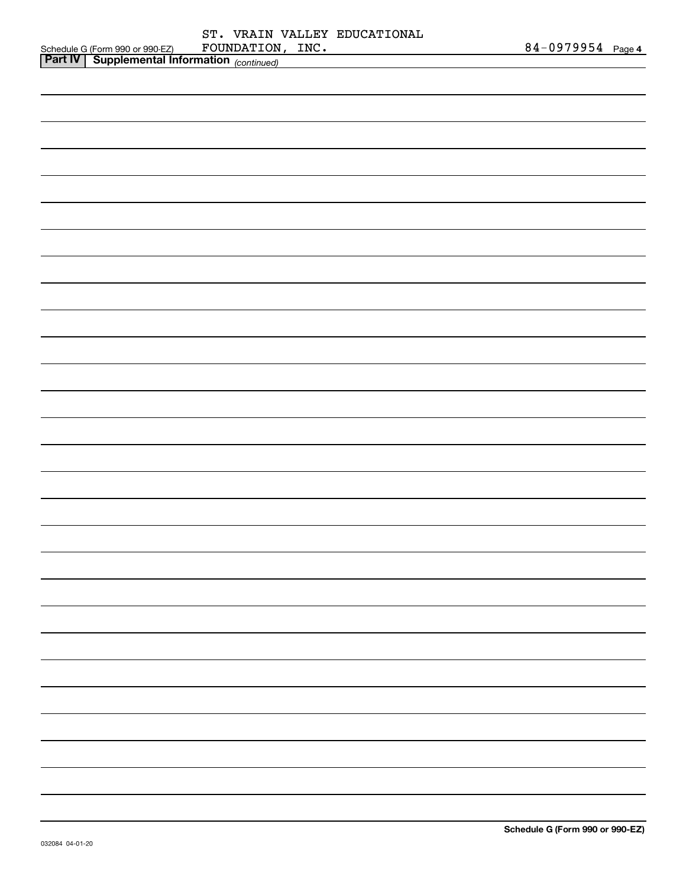Schedule G (Form 990 or 990-EZ) ST. VRAIN VALLEY EDUCATIONAL FOUNDATION, INC. 84-0979954 Page **4**

## Part IV Supplemental Information *(continued)*

**Schedule G (Form 990 or 990-EZ)**

032084 04-01-20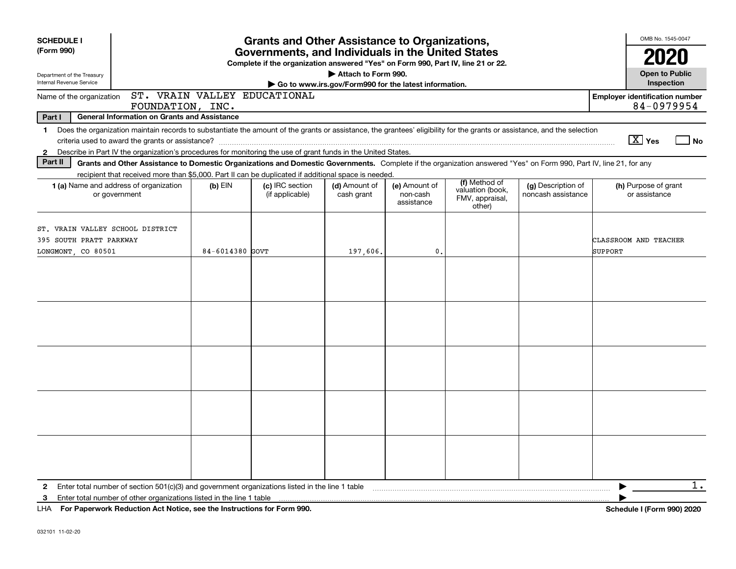**SCHEDULE I (Form 990)**

Department of the Treasury
Internal Revenue Service

# Grants and Other Assistance to Organizations, Governments, and Individuals in the United States

**Complete if the organization answered "Yes" on Form 990, Part IV, line 21 or 22.**

**▶ Attach to Form 990.**

**▶ Go to www.irs.gov/Form990 for the latest information.**

OMB No. 1545-0047

**2020**

**Open to Public Inspection**

Name of the organization: ST. VRAIN VALLEY EDUCATIONAL FOUNDATION, INC.

**Employer identification number** 84-0979954

**Part I — General Information on Grants and Assistance**

1 Does the organization maintain records to substantiate the amount of the grants or assistance, the grantees' eligibility for the grants or assistance, and the selection criteria used to award the grants or assistance? [X] Yes [ ] No

2 Describe in Part IV the organization's procedures for monitoring the use of grant funds in the United States.

**Part II — Grants and Other Assistance to Domestic Organizations and Domestic Governments.** Complete if the organization answered "Yes" on Form 990, Part IV, line 21, for any recipient that received more than $5,000. Part II can be duplicated if additional space is needed.

| 1 (a) Name and address of organization or government | (b) EIN | (c) IRC section (if applicable) | (d) Amount of cash grant | (e) Amount of non-cash assistance | (f) Method of valuation (book, FMV, appraisal, other) | (g) Description of noncash assistance | (h) Purpose of grant or assistance |
|---|---|---|---|---|---|---|---|
| ST. VRAIN VALLEY SCHOOL DISTRICT 395 SOUTH PRATT PARKWAY LONGMONT, CO 80501 | 84-6014380 | GOVT | 197,606. | 0. | | | CLASSROOM AND TEACHER SUPPORT |
| | | | | | | | |
| | | | | | | | |
| | | | | | | | |
| | | | | | | | |
| | | | | | | | |

2 Enter total number of section 501(c)(3) and government organizations listed in the line 1 table ▶ 1.

3 Enter total number of other organizations listed in the line 1 table ▶

LHA **For Paperwork Reduction Act Notice, see the Instructions for Form 990.** **Schedule I (Form 990) 2020**

032101 11-02-20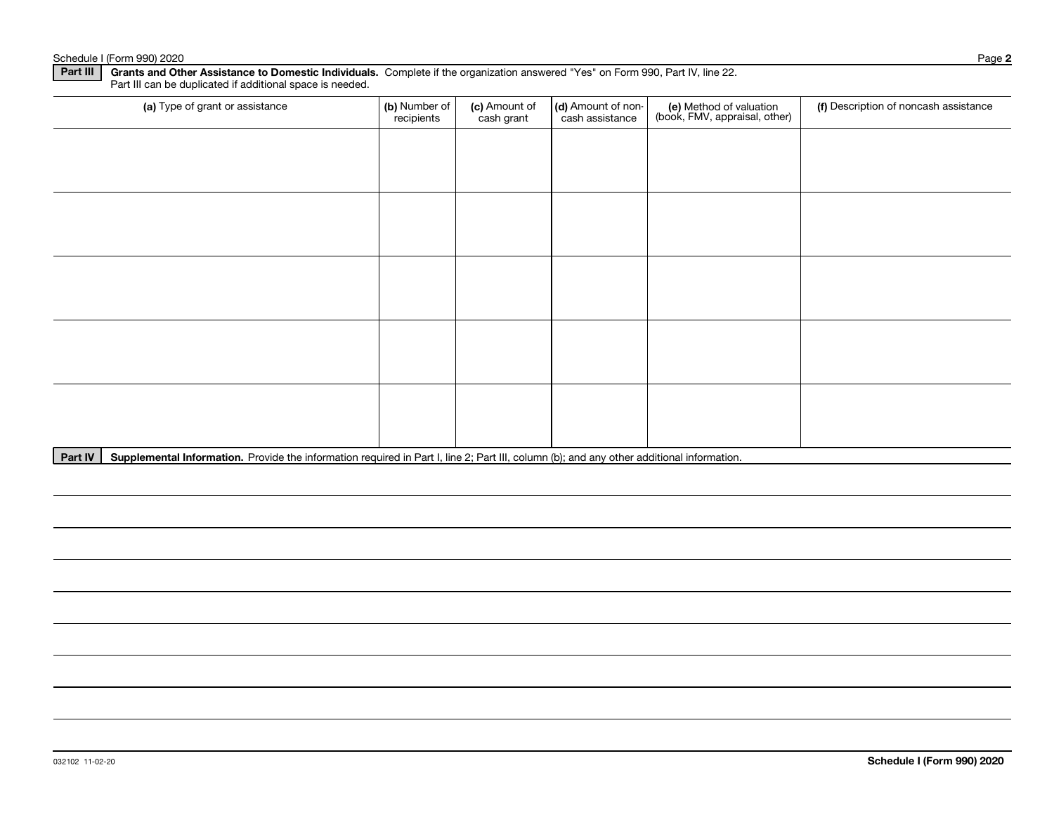**Part III** **Grants and Other Assistance to Domestic Individuals.** Complete if the organization answered "Yes" on Form 990, Part IV, line 22. Part III can be duplicated if additional space is needed.

| (a) Type of grant or assistance | (b) Number of recipients | (c) Amount of cash grant | (d) Amount of non-cash assistance | (e) Method of valuation (book, FMV, appraisal, other) | (f) Description of noncash assistance |
|---|---|---|---|---|---|
| | | | | | |
| | | | | | |
| | | | | | |
| | | | | | |
| | | | | | |

**Part IV** **Supplemental Information.** Provide the information required in Part I, line 2; Part III, column (b); and any other additional information.

032102 11-02-20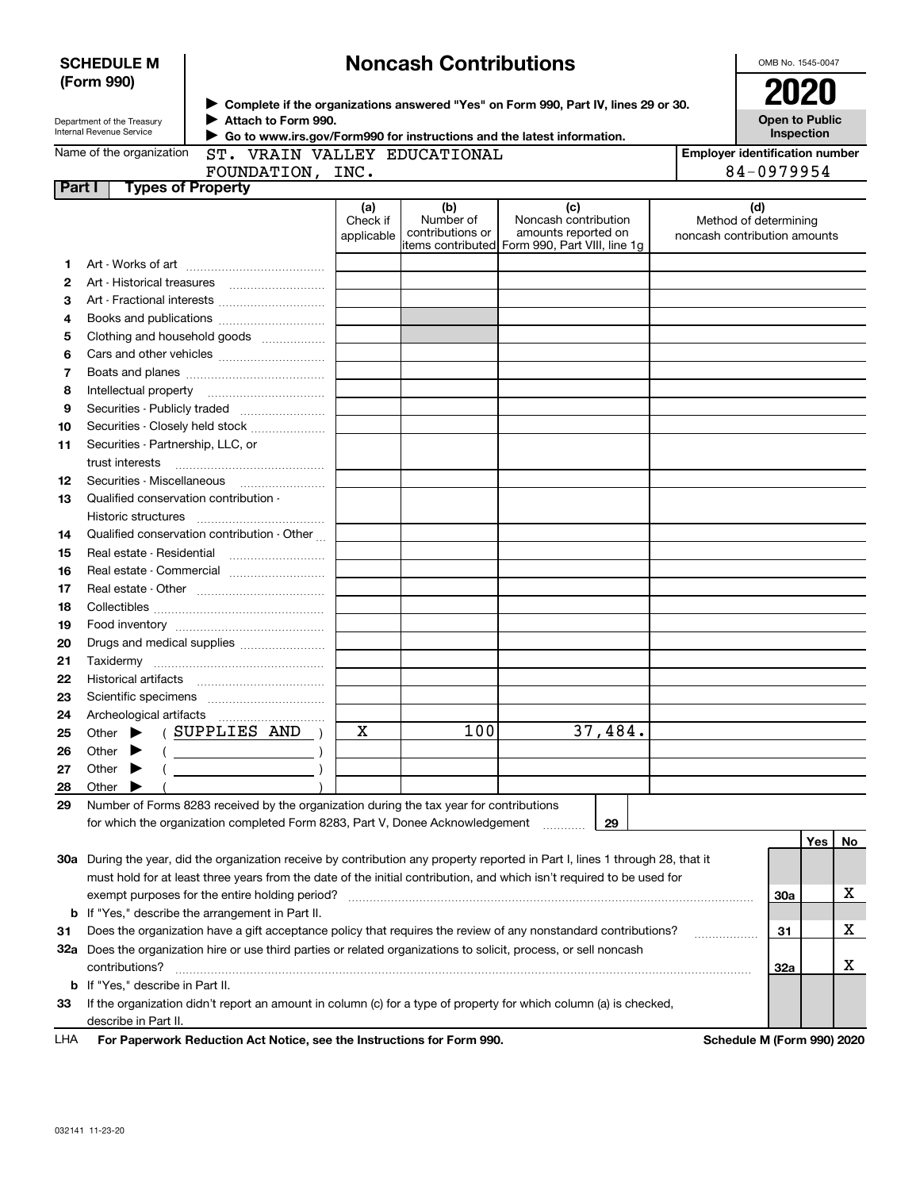**SCHEDULE M (Form 990)**

Department of the Treasury
Internal Revenue Service

# Noncash Contributions

▶ Complete if the organizations answered "Yes" on Form 990, Part IV, lines 29 or 30.
▶ Attach to Form 990.
▶ Go to www.irs.gov/Form990 for instructions and the latest information.

OMB No. 1545-0047

**2020**

**Open to Public Inspection**

Name of the organization: ST. VRAIN VALLEY EDUCATIONAL FOUNDATION, INC.

Employer identification number: 84-0979954

**Part I Types of Property**

| | | (a) Check if applicable | (b) Number of contributions or items contributed | (c) Noncash contribution amounts reported on Form 990, Part VIII, line 1g | (d) Method of determining noncash contribution amounts |
|---|---|---|---|---|---|
| 1 | Art - Works of art | | | | |
| 2 | Art - Historical treasures | | | | |
| 3 | Art - Fractional interests | | | | |
| 4 | Books and publications | | | | |
| 5 | Clothing and household goods | | | | |
| 6 | Cars and other vehicles | | | | |
| 7 | Boats and planes | | | | |
| 8 | Intellectual property | | | | |
| 9 | Securities - Publicly traded | | | | |
| 10 | Securities - Closely held stock | | | | |
| 11 | Securities - Partnership, LLC, or trust interests | | | | |
| 12 | Securities - Miscellaneous | | | | |
| 13 | Qualified conservation contribution - Historic structures | | | | |
| 14 | Qualified conservation contribution - Other | | | | |
| 15 | Real estate - Residential | | | | |
| 16 | Real estate - Commercial | | | | |
| 17 | Real estate - Other | | | | |
| 18 | Collectibles | | | | |
| 19 | Food inventory | | | | |
| 20 | Drugs and medical supplies | | | | |
| 21 | Taxidermy | | | | |
| 22 | Historical artifacts | | | | |
| 23 | Scientific specimens | | | | |
| 24 | Archeological artifacts | | | | |
| 25 | Other ▶ ( SUPPLIES AND ) | X | 100 | 37,484. | |
| 26 | Other ▶ ( ) | | | | |
| 27 | Other ▶ ( ) | | | | |
| 28 | Other ▶ ( ) | | | | |

29 Number of Forms 8283 received by the organization during the tax year for contributions for which the organization completed Form 8283, Part V, Donee Acknowledgement ..... 29

| | | | Yes | No |
|---|---|---|---|---|
| 30a | During the year, did the organization receive by contribution any property reported in Part I, lines 1 through 28, that it must hold for at least three years from the date of the initial contribution, and which isn't required to be used for exempt purposes for the entire holding period? | 30a | | X |
| b | If "Yes," describe the arrangement in Part II. | | | |
| 31 | Does the organization have a gift acceptance policy that requires the review of any nonstandard contributions? | 31 | | X |
| 32a | Does the organization hire or use third parties or related organizations to solicit, process, or sell noncash contributions? | 32a | | X |
| b | If "Yes," describe in Part II. | | | |
| 33 | If the organization didn't report an amount in column (c) for a type of property for which column (a) is checked, describe in Part II. | | | |

LHA For Paperwork Reduction Act Notice, see the Instructions for Form 990. Schedule M (Form 990) 2020

032141 11-23-20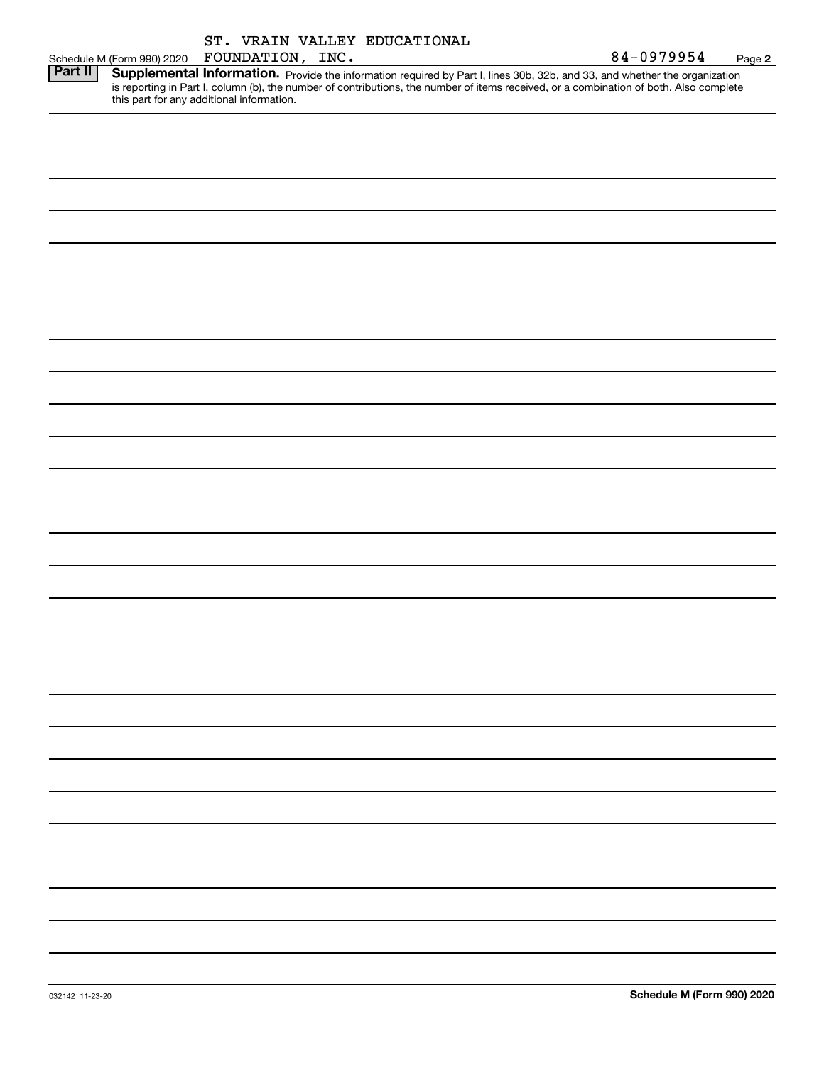ST. VRAIN VALLEY EDUCATIONAL

Schedule M (Form 990) 2020 FOUNDATION, INC. 84-0979954 Page **2**

**Part II** **Supplemental Information.** Provide the information required by Part I, lines 30b, 32b, and 33, and whether the organization is reporting in Part I, column (b), the number of contributions, the number of items received, or a combination of both. Also complete this part for any additional information.

032142 11-23-20 **Schedule M (Form 990) 2020**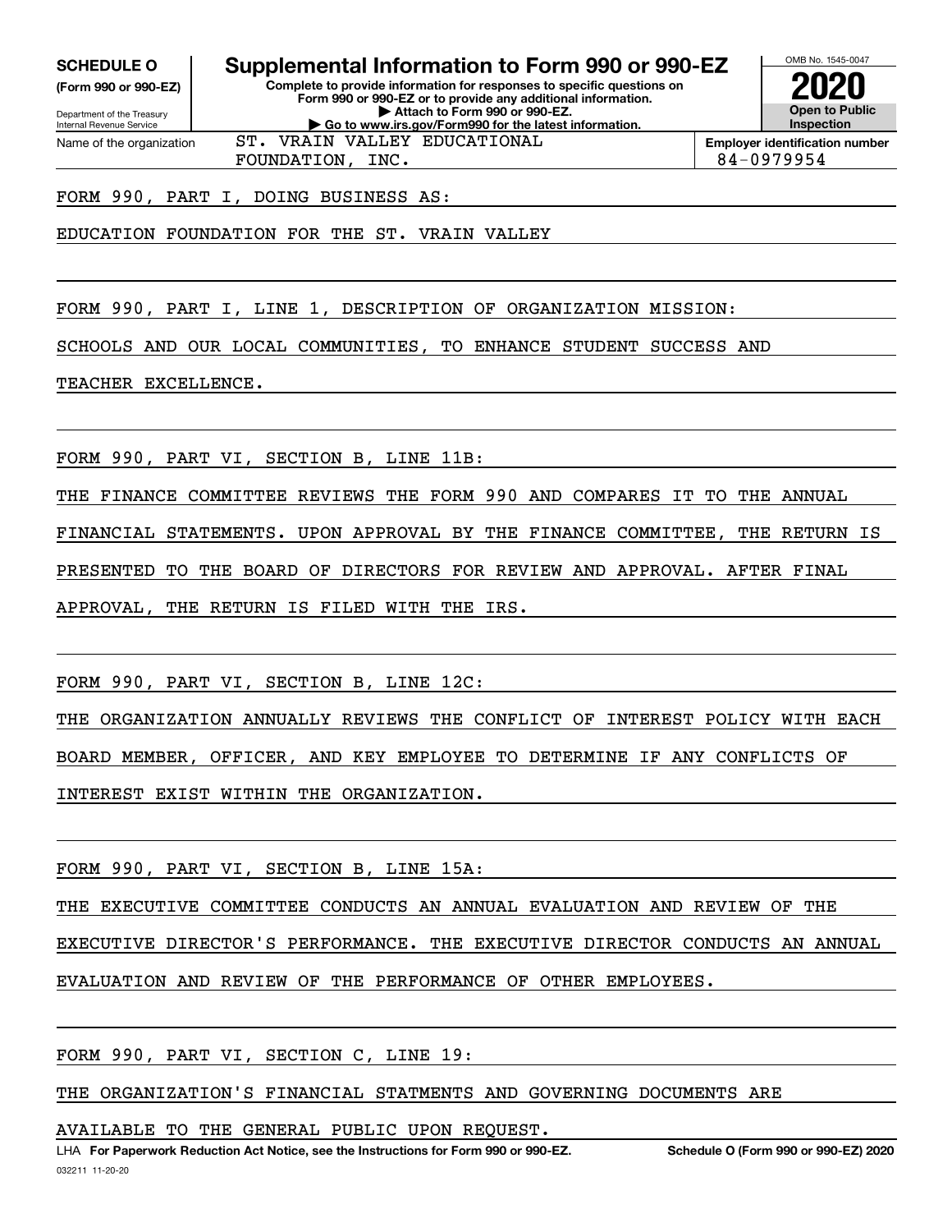**SCHEDULE O**
**(Form 990 or 990-EZ)**

Department of the Treasury
Internal Revenue Service

# Supplemental Information to Form 990 or 990-EZ

**Complete to provide information for responses to specific questions on Form 990 or 990-EZ or to provide any additional information.**
**▶ Attach to Form 990 or 990-EZ.**
**▶ Go to www.irs.gov/Form990 for the latest information.**

OMB No. 1545-0047
**2020**
**Open to Public Inspection**

Name of the organization: ST. VRAIN VALLEY EDUCATIONAL FOUNDATION, INC.

**Employer identification number:** 84-0979954

FORM 990, PART I, DOING BUSINESS AS:

EDUCATION FOUNDATION FOR THE ST. VRAIN VALLEY

FORM 990, PART I, LINE 1, DESCRIPTION OF ORGANIZATION MISSION:

SCHOOLS AND OUR LOCAL COMMUNITIES, TO ENHANCE STUDENT SUCCESS AND TEACHER EXCELLENCE.

FORM 990, PART VI, SECTION B, LINE 11B:

THE FINANCE COMMITTEE REVIEWS THE FORM 990 AND COMPARES IT TO THE ANNUAL FINANCIAL STATEMENTS. UPON APPROVAL BY THE FINANCE COMMITTEE, THE RETURN IS PRESENTED TO THE BOARD OF DIRECTORS FOR REVIEW AND APPROVAL. AFTER FINAL APPROVAL, THE RETURN IS FILED WITH THE IRS.

FORM 990, PART VI, SECTION B, LINE 12C:

THE ORGANIZATION ANNUALLY REVIEWS THE CONFLICT OF INTEREST POLICY WITH EACH BOARD MEMBER, OFFICER, AND KEY EMPLOYEE TO DETERMINE IF ANY CONFLICTS OF INTEREST EXIST WITHIN THE ORGANIZATION.

FORM 990, PART VI, SECTION B, LINE 15A:

THE EXECUTIVE COMMITTEE CONDUCTS AN ANNUAL EVALUATION AND REVIEW OF THE EXECUTIVE DIRECTOR'S PERFORMANCE. THE EXECUTIVE DIRECTOR CONDUCTS AN ANNUAL EVALUATION AND REVIEW OF THE PERFORMANCE OF OTHER EMPLOYEES.

FORM 990, PART VI, SECTION C, LINE 19:

THE ORGANIZATION'S FINANCIAL STATMENTS AND GOVERNING DOCUMENTS ARE AVAILABLE TO THE GENERAL PUBLIC UPON REQUEST.

LHA **For Paperwork Reduction Act Notice, see the Instructions for Form 990 or 990-EZ.** **Schedule O (Form 990 or 990-EZ) 2020**

032211 11-20-20